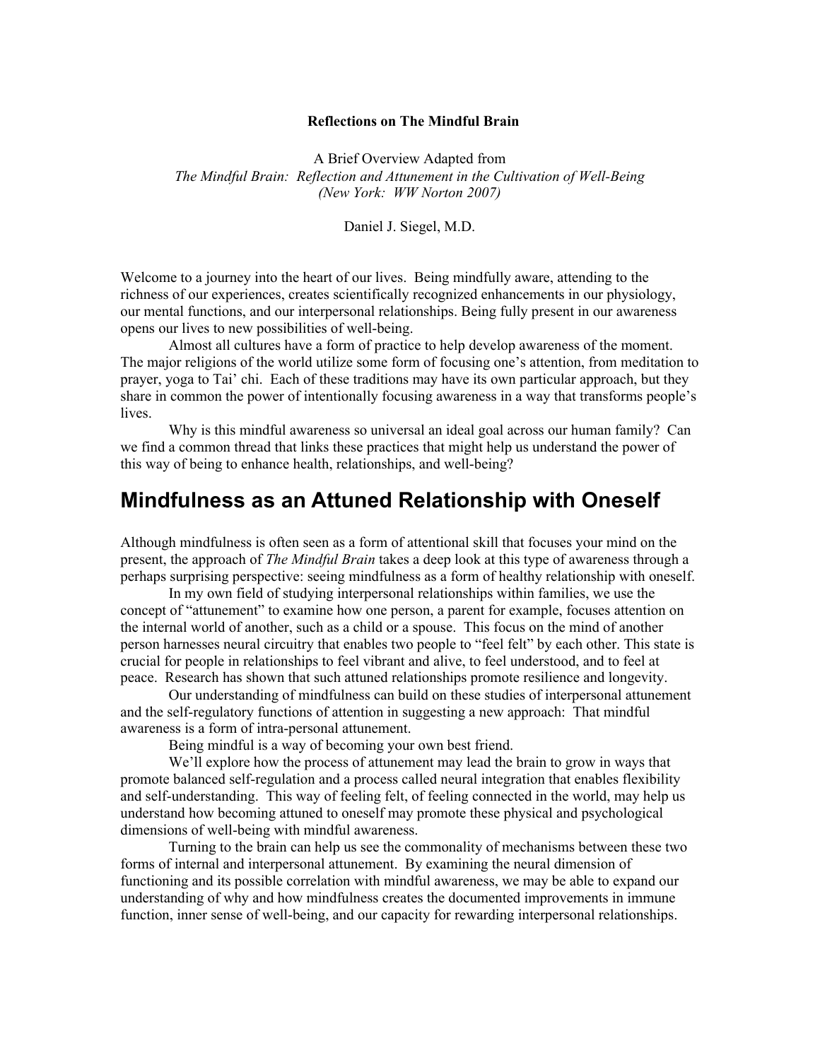**Reflections on The Mindful Brain**

A Brief Overview Adapted from
*The Mindful Brain: Reflection and Attunement in the Cultivation of Well-Being*
*(New York: WW Norton 2007)*

Daniel J. Siegel, M.D.

Welcome to a journey into the heart of our lives. Being mindfully aware, attending to the richness of our experiences, creates scientifically recognized enhancements in our physiology, our mental functions, and our interpersonal relationships. Being fully present in our awareness opens our lives to new possibilities of well-being.

Almost all cultures have a form of practice to help develop awareness of the moment. The major religions of the world utilize some form of focusing one's attention, from meditation to prayer, yoga to Tai' chi. Each of these traditions may have its own particular approach, but they share in common the power of intentionally focusing awareness in a way that transforms people's lives.

Why is this mindful awareness so universal an ideal goal across our human family? Can we find a common thread that links these practices that might help us understand the power of this way of being to enhance health, relationships, and well-being?

## Mindfulness as an Attuned Relationship with Oneself

Although mindfulness is often seen as a form of attentional skill that focuses your mind on the present, the approach of *The Mindful Brain* takes a deep look at this type of awareness through a perhaps surprising perspective: seeing mindfulness as a form of healthy relationship with oneself.

In my own field of studying interpersonal relationships within families, we use the concept of "attunement" to examine how one person, a parent for example, focuses attention on the internal world of another, such as a child or a spouse. This focus on the mind of another person harnesses neural circuitry that enables two people to "feel felt" by each other. This state is crucial for people in relationships to feel vibrant and alive, to feel understood, and to feel at peace. Research has shown that such attuned relationships promote resilience and longevity.

Our understanding of mindfulness can build on these studies of interpersonal attunement and the self-regulatory functions of attention in suggesting a new approach: That mindful awareness is a form of intra-personal attunement.

Being mindful is a way of becoming your own best friend.

We'll explore how the process of attunement may lead the brain to grow in ways that promote balanced self-regulation and a process called neural integration that enables flexibility and self-understanding. This way of feeling felt, of feeling connected in the world, may help us understand how becoming attuned to oneself may promote these physical and psychological dimensions of well-being with mindful awareness.

Turning to the brain can help us see the commonality of mechanisms between these two forms of internal and interpersonal attunement. By examining the neural dimension of functioning and its possible correlation with mindful awareness, we may be able to expand our understanding of why and how mindfulness creates the documented improvements in immune function, inner sense of well-being, and our capacity for rewarding interpersonal relationships.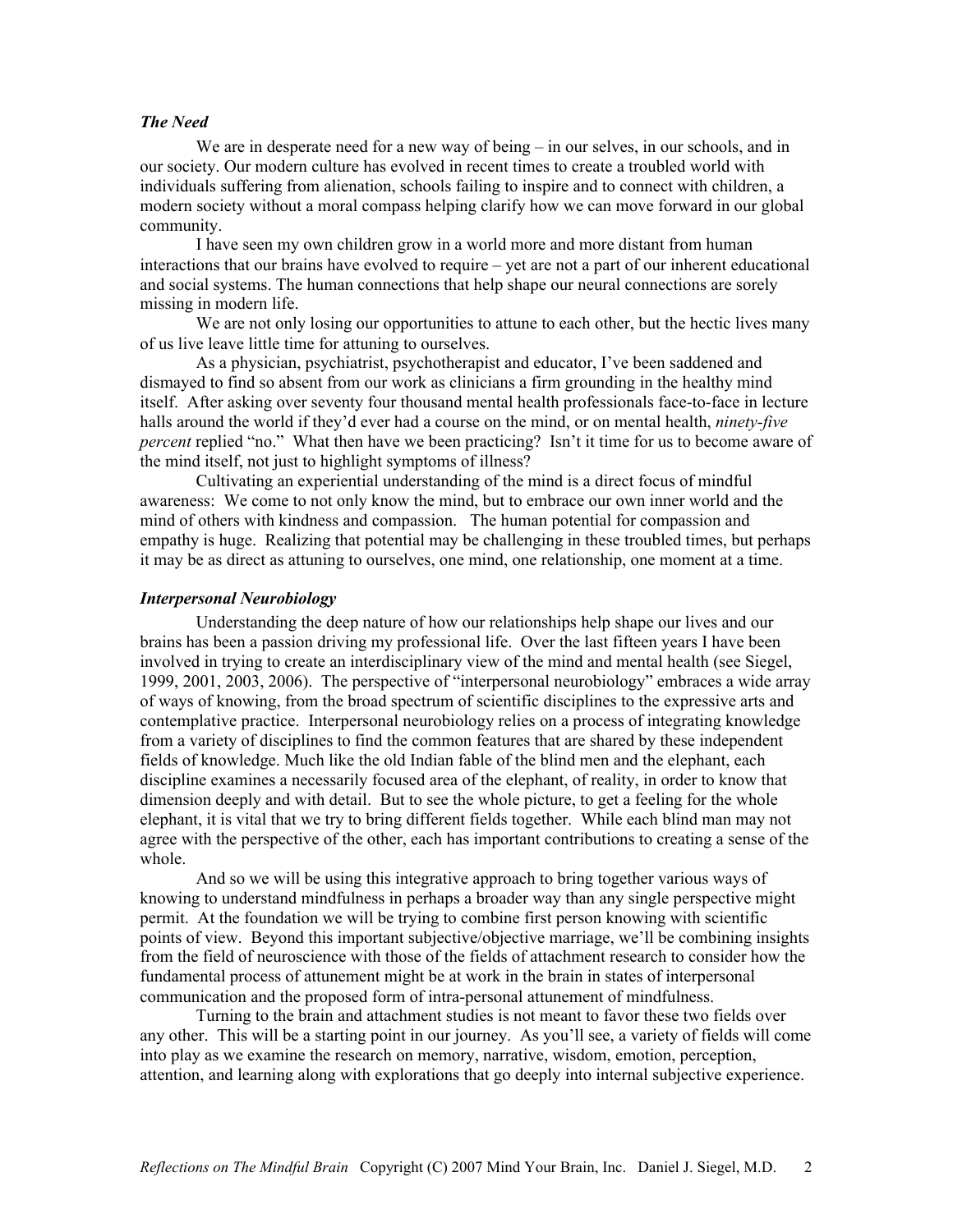### *The Need*

We are in desperate need for a new way of being – in our selves, in our schools, and in our society. Our modern culture has evolved in recent times to create a troubled world with individuals suffering from alienation, schools failing to inspire and to connect with children, a modern society without a moral compass helping clarify how we can move forward in our global community.

I have seen my own children grow in a world more and more distant from human interactions that our brains have evolved to require – yet are not a part of our inherent educational and social systems. The human connections that help shape our neural connections are sorely missing in modern life.

We are not only losing our opportunities to attune to each other, but the hectic lives many of us live leave little time for attuning to ourselves.

As a physician, psychiatrist, psychotherapist and educator, I've been saddened and dismayed to find so absent from our work as clinicians a firm grounding in the healthy mind itself. After asking over seventy four thousand mental health professionals face-to-face in lecture halls around the world if they'd ever had a course on the mind, or on mental health, *ninety-five percent* replied "no." What then have we been practicing? Isn't it time for us to become aware of the mind itself, not just to highlight symptoms of illness?

Cultivating an experiential understanding of the mind is a direct focus of mindful awareness: We come to not only know the mind, but to embrace our own inner world and the mind of others with kindness and compassion. The human potential for compassion and empathy is huge. Realizing that potential may be challenging in these troubled times, but perhaps it may be as direct as attuning to ourselves, one mind, one relationship, one moment at a time.

### *Interpersonal Neurobiology*

Understanding the deep nature of how our relationships help shape our lives and our brains has been a passion driving my professional life. Over the last fifteen years I have been involved in trying to create an interdisciplinary view of the mind and mental health (see Siegel, 1999, 2001, 2003, 2006). The perspective of "interpersonal neurobiology" embraces a wide array of ways of knowing, from the broad spectrum of scientific disciplines to the expressive arts and contemplative practice. Interpersonal neurobiology relies on a process of integrating knowledge from a variety of disciplines to find the common features that are shared by these independent fields of knowledge. Much like the old Indian fable of the blind men and the elephant, each discipline examines a necessarily focused area of the elephant, of reality, in order to know that dimension deeply and with detail. But to see the whole picture, to get a feeling for the whole elephant, it is vital that we try to bring different fields together. While each blind man may not agree with the perspective of the other, each has important contributions to creating a sense of the whole.

And so we will be using this integrative approach to bring together various ways of knowing to understand mindfulness in perhaps a broader way than any single perspective might permit. At the foundation we will be trying to combine first person knowing with scientific points of view. Beyond this important subjective/objective marriage, we'll be combining insights from the field of neuroscience with those of the fields of attachment research to consider how the fundamental process of attunement might be at work in the brain in states of interpersonal communication and the proposed form of intra-personal attunement of mindfulness.

Turning to the brain and attachment studies is not meant to favor these two fields over any other. This will be a starting point in our journey. As you'll see, a variety of fields will come into play as we examine the research on memory, narrative, wisdom, emotion, perception, attention, and learning along with explorations that go deeply into internal subjective experience.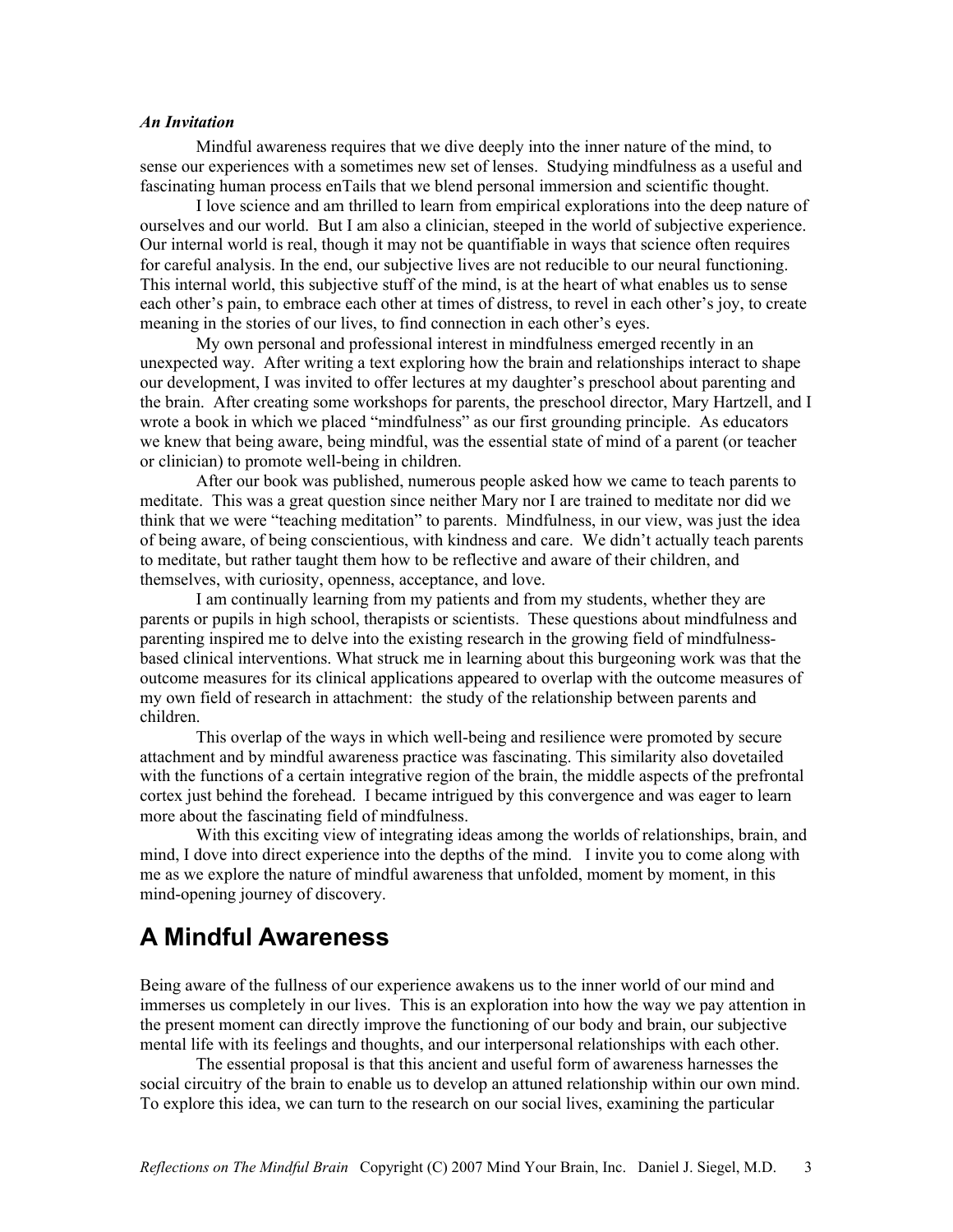***An Invitation***

Mindful awareness requires that we dive deeply into the inner nature of the mind, to sense our experiences with a sometimes new set of lenses. Studying mindfulness as a useful and fascinating human process enTails that we blend personal immersion and scientific thought.

I love science and am thrilled to learn from empirical explorations into the deep nature of ourselves and our world. But I am also a clinician, steeped in the world of subjective experience. Our internal world is real, though it may not be quantifiable in ways that science often requires for careful analysis. In the end, our subjective lives are not reducible to our neural functioning. This internal world, this subjective stuff of the mind, is at the heart of what enables us to sense each other's pain, to embrace each other at times of distress, to revel in each other's joy, to create meaning in the stories of our lives, to find connection in each other's eyes.

My own personal and professional interest in mindfulness emerged recently in an unexpected way. After writing a text exploring how the brain and relationships interact to shape our development, I was invited to offer lectures at my daughter's preschool about parenting and the brain. After creating some workshops for parents, the preschool director, Mary Hartzell, and I wrote a book in which we placed "mindfulness" as our first grounding principle. As educators we knew that being aware, being mindful, was the essential state of mind of a parent (or teacher or clinician) to promote well-being in children.

After our book was published, numerous people asked how we came to teach parents to meditate. This was a great question since neither Mary nor I are trained to meditate nor did we think that we were "teaching meditation" to parents. Mindfulness, in our view, was just the idea of being aware, of being conscientious, with kindness and care. We didn't actually teach parents to meditate, but rather taught them how to be reflective and aware of their children, and themselves, with curiosity, openness, acceptance, and love.

I am continually learning from my patients and from my students, whether they are parents or pupils in high school, therapists or scientists. These questions about mindfulness and parenting inspired me to delve into the existing research in the growing field of mindfulness-based clinical interventions. What struck me in learning about this burgeoning work was that the outcome measures for its clinical applications appeared to overlap with the outcome measures of my own field of research in attachment: the study of the relationship between parents and children.

This overlap of the ways in which well-being and resilience were promoted by secure attachment and by mindful awareness practice was fascinating. This similarity also dovetailed with the functions of a certain integrative region of the brain, the middle aspects of the prefrontal cortex just behind the forehead. I became intrigued by this convergence and was eager to learn more about the fascinating field of mindfulness.

With this exciting view of integrating ideas among the worlds of relationships, brain, and mind, I dove into direct experience into the depths of the mind. I invite you to come along with me as we explore the nature of mindful awareness that unfolded, moment by moment, in this mind-opening journey of discovery.

## A Mindful Awareness

Being aware of the fullness of our experience awakens us to the inner world of our mind and immerses us completely in our lives. This is an exploration into how the way we pay attention in the present moment can directly improve the functioning of our body and brain, our subjective mental life with its feelings and thoughts, and our interpersonal relationships with each other.

The essential proposal is that this ancient and useful form of awareness harnesses the social circuitry of the brain to enable us to develop an attuned relationship within our own mind. To explore this idea, we can turn to the research on our social lives, examining the particular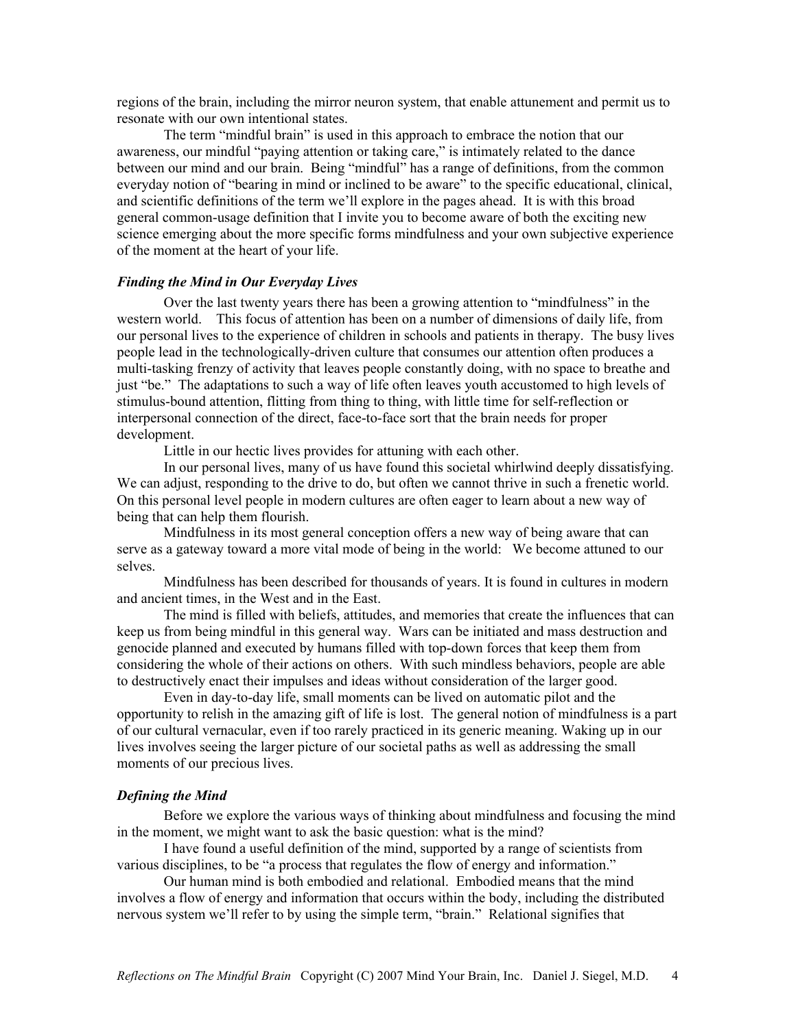regions of the brain, including the mirror neuron system, that enable attunement and permit us to resonate with our own intentional states.

The term "mindful brain" is used in this approach to embrace the notion that our awareness, our mindful "paying attention or taking care," is intimately related to the dance between our mind and our brain. Being "mindful" has a range of definitions, from the common everyday notion of "bearing in mind or inclined to be aware" to the specific educational, clinical, and scientific definitions of the term we'll explore in the pages ahead. It is with this broad general common-usage definition that I invite you to become aware of both the exciting new science emerging about the more specific forms mindfulness and your own subjective experience of the moment at the heart of your life.

### *Finding the Mind in Our Everyday Lives*

Over the last twenty years there has been a growing attention to "mindfulness" in the western world. This focus of attention has been on a number of dimensions of daily life, from our personal lives to the experience of children in schools and patients in therapy. The busy lives people lead in the technologically-driven culture that consumes our attention often produces a multi-tasking frenzy of activity that leaves people constantly doing, with no space to breathe and just "be." The adaptations to such a way of life often leaves youth accustomed to high levels of stimulus-bound attention, flitting from thing to thing, with little time for self-reflection or interpersonal connection of the direct, face-to-face sort that the brain needs for proper development.

Little in our hectic lives provides for attuning with each other.

In our personal lives, many of us have found this societal whirlwind deeply dissatisfying. We can adjust, responding to the drive to do, but often we cannot thrive in such a frenetic world. On this personal level people in modern cultures are often eager to learn about a new way of being that can help them flourish.

Mindfulness in its most general conception offers a new way of being aware that can serve as a gateway toward a more vital mode of being in the world: We become attuned to our selves.

Mindfulness has been described for thousands of years. It is found in cultures in modern and ancient times, in the West and in the East.

The mind is filled with beliefs, attitudes, and memories that create the influences that can keep us from being mindful in this general way. Wars can be initiated and mass destruction and genocide planned and executed by humans filled with top-down forces that keep them from considering the whole of their actions on others. With such mindless behaviors, people are able to destructively enact their impulses and ideas without consideration of the larger good.

Even in day-to-day life, small moments can be lived on automatic pilot and the opportunity to relish in the amazing gift of life is lost. The general notion of mindfulness is a part of our cultural vernacular, even if too rarely practiced in its generic meaning. Waking up in our lives involves seeing the larger picture of our societal paths as well as addressing the small moments of our precious lives.

### *Defining the Mind*

Before we explore the various ways of thinking about mindfulness and focusing the mind in the moment, we might want to ask the basic question: what is the mind?

I have found a useful definition of the mind, supported by a range of scientists from various disciplines, to be "a process that regulates the flow of energy and information."

Our human mind is both embodied and relational. Embodied means that the mind involves a flow of energy and information that occurs within the body, including the distributed nervous system we'll refer to by using the simple term, "brain." Relational signifies that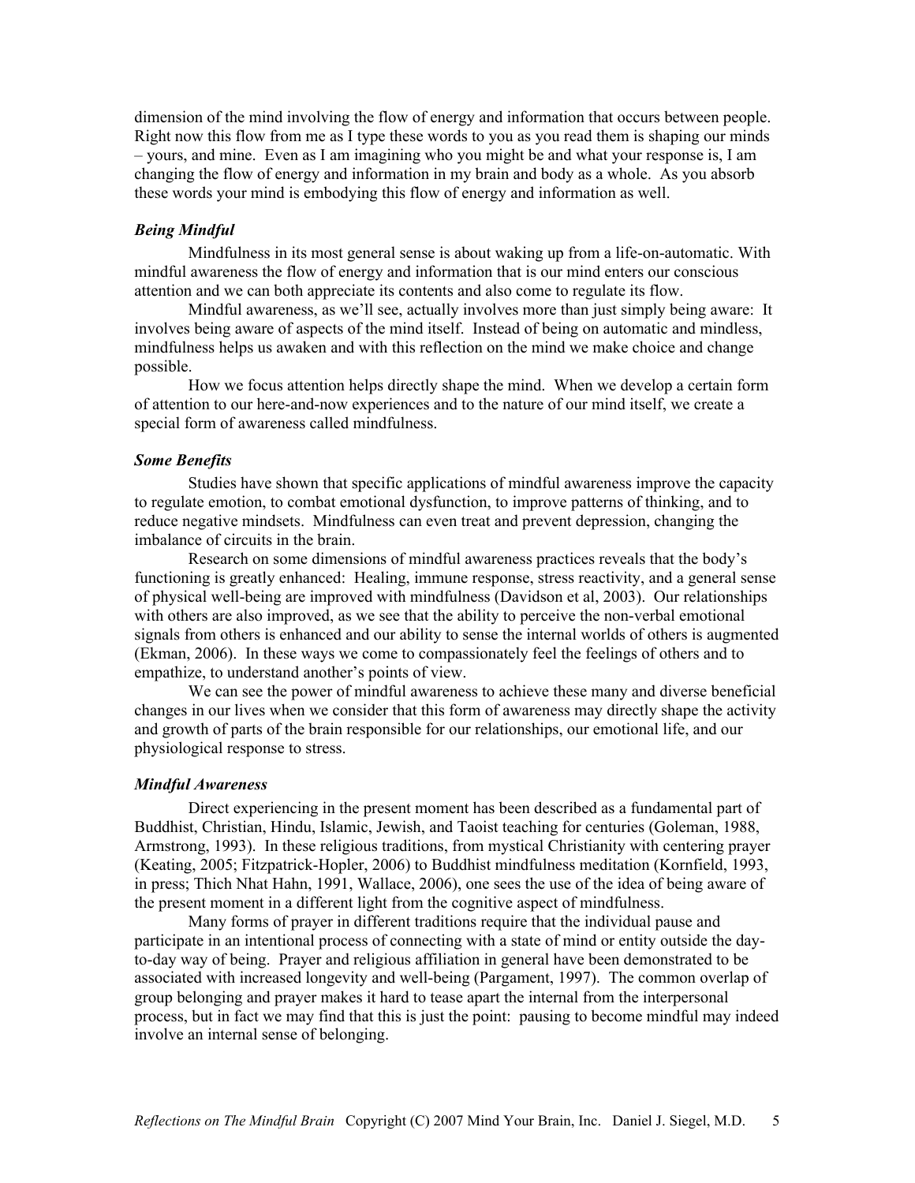dimension of the mind involving the flow of energy and information that occurs between people. Right now this flow from me as I type these words to you as you read them is shaping our minds – yours, and mine. Even as I am imagining who you might be and what your response is, I am changing the flow of energy and information in my brain and body as a whole. As you absorb these words your mind is embodying this flow of energy and information as well.

### *Being Mindful*

Mindfulness in its most general sense is about waking up from a life-on-automatic. With mindful awareness the flow of energy and information that is our mind enters our conscious attention and we can both appreciate its contents and also come to regulate its flow.

Mindful awareness, as we'll see, actually involves more than just simply being aware: It involves being aware of aspects of the mind itself. Instead of being on automatic and mindless, mindfulness helps us awaken and with this reflection on the mind we make choice and change possible.

How we focus attention helps directly shape the mind. When we develop a certain form of attention to our here-and-now experiences and to the nature of our mind itself, we create a special form of awareness called mindfulness.

### *Some Benefits*

Studies have shown that specific applications of mindful awareness improve the capacity to regulate emotion, to combat emotional dysfunction, to improve patterns of thinking, and to reduce negative mindsets. Mindfulness can even treat and prevent depression, changing the imbalance of circuits in the brain.

Research on some dimensions of mindful awareness practices reveals that the body's functioning is greatly enhanced: Healing, immune response, stress reactivity, and a general sense of physical well-being are improved with mindfulness (Davidson et al, 2003). Our relationships with others are also improved, as we see that the ability to perceive the non-verbal emotional signals from others is enhanced and our ability to sense the internal worlds of others is augmented (Ekman, 2006). In these ways we come to compassionately feel the feelings of others and to empathize, to understand another's points of view.

We can see the power of mindful awareness to achieve these many and diverse beneficial changes in our lives when we consider that this form of awareness may directly shape the activity and growth of parts of the brain responsible for our relationships, our emotional life, and our physiological response to stress.

### *Mindful Awareness*

Direct experiencing in the present moment has been described as a fundamental part of Buddhist, Christian, Hindu, Islamic, Jewish, and Taoist teaching for centuries (Goleman, 1988, Armstrong, 1993). In these religious traditions, from mystical Christianity with centering prayer (Keating, 2005; Fitzpatrick-Hopler, 2006) to Buddhist mindfulness meditation (Kornfield, 1993, in press; Thich Nhat Hahn, 1991, Wallace, 2006), one sees the use of the idea of being aware of the present moment in a different light from the cognitive aspect of mindfulness.

Many forms of prayer in different traditions require that the individual pause and participate in an intentional process of connecting with a state of mind or entity outside the day-to-day way of being. Prayer and religious affiliation in general have been demonstrated to be associated with increased longevity and well-being (Pargament, 1997). The common overlap of group belonging and prayer makes it hard to tease apart the internal from the interpersonal process, but in fact we may find that this is just the point: pausing to become mindful may indeed involve an internal sense of belonging.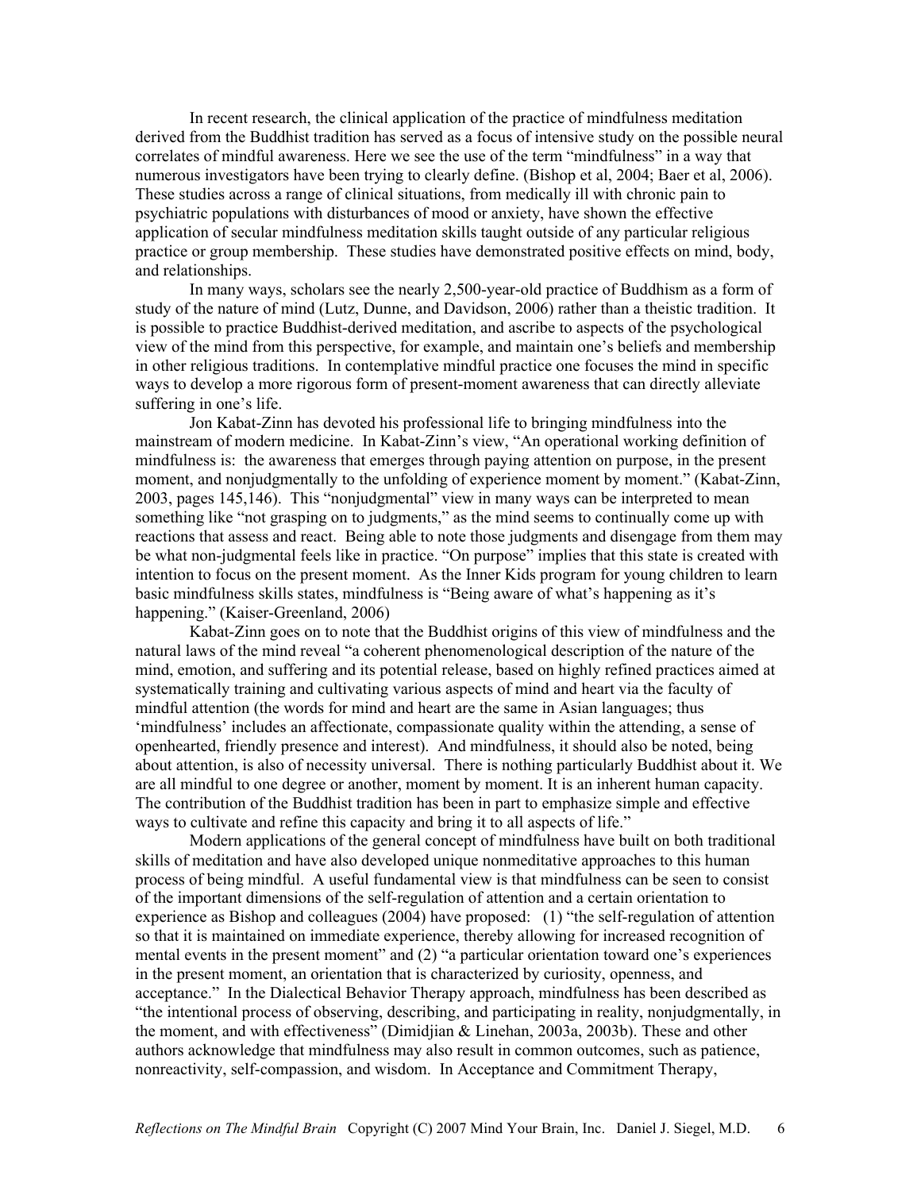In recent research, the clinical application of the practice of mindfulness meditation derived from the Buddhist tradition has served as a focus of intensive study on the possible neural correlates of mindful awareness. Here we see the use of the term "mindfulness" in a way that numerous investigators have been trying to clearly define. (Bishop et al, 2004; Baer et al, 2006). These studies across a range of clinical situations, from medically ill with chronic pain to psychiatric populations with disturbances of mood or anxiety, have shown the effective application of secular mindfulness meditation skills taught outside of any particular religious practice or group membership. These studies have demonstrated positive effects on mind, body, and relationships.

In many ways, scholars see the nearly 2,500-year-old practice of Buddhism as a form of study of the nature of mind (Lutz, Dunne, and Davidson, 2006) rather than a theistic tradition. It is possible to practice Buddhist-derived meditation, and ascribe to aspects of the psychological view of the mind from this perspective, for example, and maintain one's beliefs and membership in other religious traditions. In contemplative mindful practice one focuses the mind in specific ways to develop a more rigorous form of present-moment awareness that can directly alleviate suffering in one's life.

Jon Kabat-Zinn has devoted his professional life to bringing mindfulness into the mainstream of modern medicine. In Kabat-Zinn's view, "An operational working definition of mindfulness is: the awareness that emerges through paying attention on purpose, in the present moment, and nonjudgmentally to the unfolding of experience moment by moment." (Kabat-Zinn, 2003, pages 145,146). This "nonjudgmental" view in many ways can be interpreted to mean something like "not grasping on to judgments," as the mind seems to continually come up with reactions that assess and react. Being able to note those judgments and disengage from them may be what non-judgmental feels like in practice. "On purpose" implies that this state is created with intention to focus on the present moment. As the Inner Kids program for young children to learn basic mindfulness skills states, mindfulness is "Being aware of what's happening as it's happening." (Kaiser-Greenland, 2006)

Kabat-Zinn goes on to note that the Buddhist origins of this view of mindfulness and the natural laws of the mind reveal "a coherent phenomenological description of the nature of the mind, emotion, and suffering and its potential release, based on highly refined practices aimed at systematically training and cultivating various aspects of mind and heart via the faculty of mindful attention (the words for mind and heart are the same in Asian languages; thus 'mindfulness' includes an affectionate, compassionate quality within the attending, a sense of openhearted, friendly presence and interest). And mindfulness, it should also be noted, being about attention, is also of necessity universal. There is nothing particularly Buddhist about it. We are all mindful to one degree or another, moment by moment. It is an inherent human capacity. The contribution of the Buddhist tradition has been in part to emphasize simple and effective ways to cultivate and refine this capacity and bring it to all aspects of life."

Modern applications of the general concept of mindfulness have built on both traditional skills of meditation and have also developed unique nonmeditative approaches to this human process of being mindful. A useful fundamental view is that mindfulness can be seen to consist of the important dimensions of the self-regulation of attention and a certain orientation to experience as Bishop and colleagues (2004) have proposed: (1) "the self-regulation of attention so that it is maintained on immediate experience, thereby allowing for increased recognition of mental events in the present moment" and (2) "a particular orientation toward one's experiences in the present moment, an orientation that is characterized by curiosity, openness, and acceptance." In the Dialectical Behavior Therapy approach, mindfulness has been described as "the intentional process of observing, describing, and participating in reality, nonjudgmentally, in the moment, and with effectiveness" (Dimidjian & Linehan, 2003a, 2003b). These and other authors acknowledge that mindfulness may also result in common outcomes, such as patience, nonreactivity, self-compassion, and wisdom. In Acceptance and Commitment Therapy,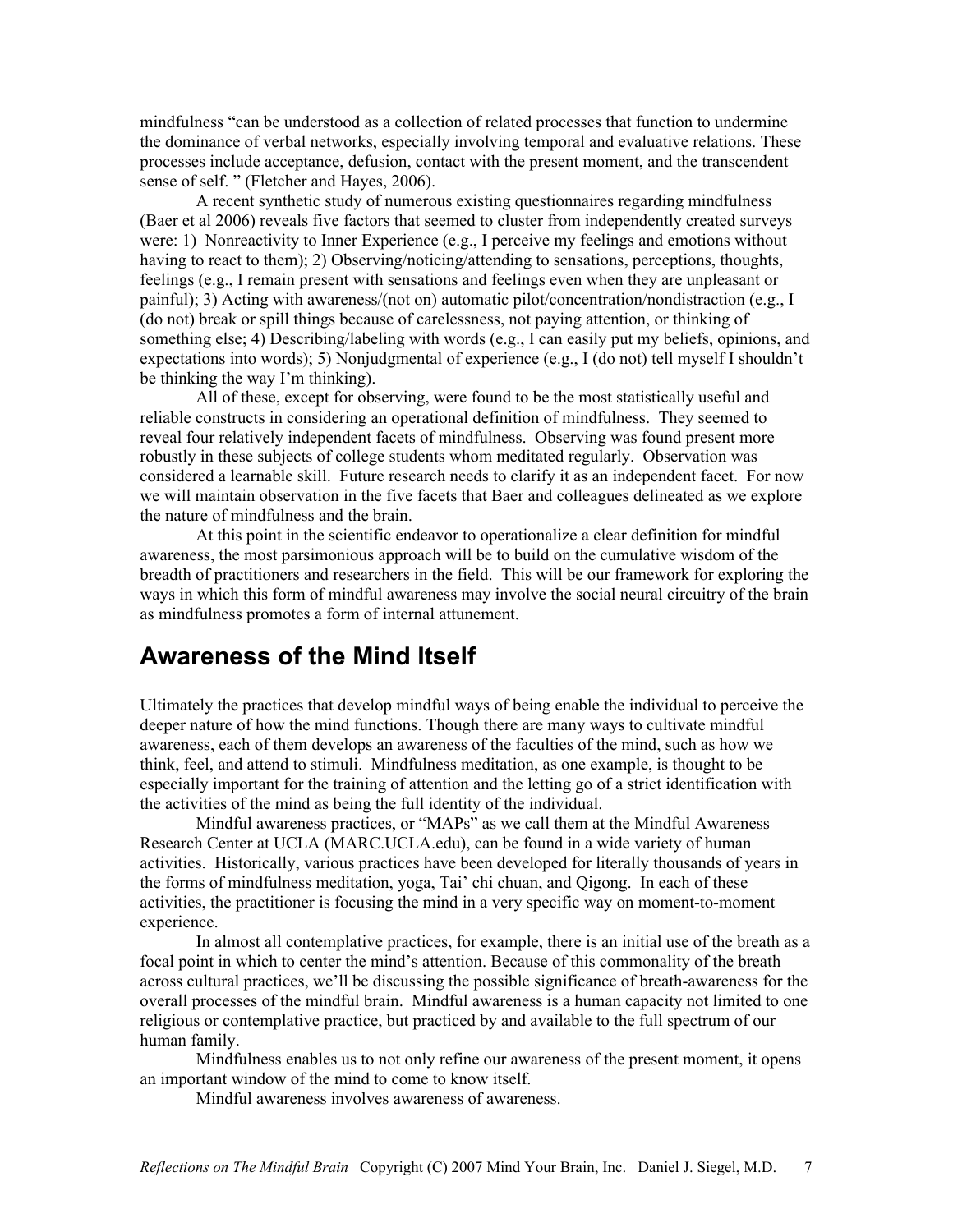mindfulness "can be understood as a collection of related processes that function to undermine the dominance of verbal networks, especially involving temporal and evaluative relations. These processes include acceptance, defusion, contact with the present moment, and the transcendent sense of self. " (Fletcher and Hayes, 2006).

A recent synthetic study of numerous existing questionnaires regarding mindfulness (Baer et al 2006) reveals five factors that seemed to cluster from independently created surveys were: 1) Nonreactivity to Inner Experience (e.g., I perceive my feelings and emotions without having to react to them); 2) Observing/noticing/attending to sensations, perceptions, thoughts, feelings (e.g., I remain present with sensations and feelings even when they are unpleasant or painful); 3) Acting with awareness/(not on) automatic pilot/concentration/nondistraction (e.g., I (do not) break or spill things because of carelessness, not paying attention, or thinking of something else; 4) Describing/labeling with words (e.g., I can easily put my beliefs, opinions, and expectations into words); 5) Nonjudgmental of experience (e.g., I (do not) tell myself I shouldn't be thinking the way I'm thinking).

All of these, except for observing, were found to be the most statistically useful and reliable constructs in considering an operational definition of mindfulness. They seemed to reveal four relatively independent facets of mindfulness. Observing was found present more robustly in these subjects of college students whom meditated regularly. Observation was considered a learnable skill. Future research needs to clarify it as an independent facet. For now we will maintain observation in the five facets that Baer and colleagues delineated as we explore the nature of mindfulness and the brain.

At this point in the scientific endeavor to operationalize a clear definition for mindful awareness, the most parsimonious approach will be to build on the cumulative wisdom of the breadth of practitioners and researchers in the field. This will be our framework for exploring the ways in which this form of mindful awareness may involve the social neural circuitry of the brain as mindfulness promotes a form of internal attunement.

## Awareness of the Mind Itself

Ultimately the practices that develop mindful ways of being enable the individual to perceive the deeper nature of how the mind functions. Though there are many ways to cultivate mindful awareness, each of them develops an awareness of the faculties of the mind, such as how we think, feel, and attend to stimuli. Mindfulness meditation, as one example, is thought to be especially important for the training of attention and the letting go of a strict identification with the activities of the mind as being the full identity of the individual.

Mindful awareness practices, or "MAPs" as we call them at the Mindful Awareness Research Center at UCLA (MARC.UCLA.edu), can be found in a wide variety of human activities. Historically, various practices have been developed for literally thousands of years in the forms of mindfulness meditation, yoga, Tai' chi chuan, and Qigong. In each of these activities, the practitioner is focusing the mind in a very specific way on moment-to-moment experience.

In almost all contemplative practices, for example, there is an initial use of the breath as a focal point in which to center the mind's attention. Because of this commonality of the breath across cultural practices, we'll be discussing the possible significance of breath-awareness for the overall processes of the mindful brain. Mindful awareness is a human capacity not limited to one religious or contemplative practice, but practiced by and available to the full spectrum of our human family.

Mindfulness enables us to not only refine our awareness of the present moment, it opens an important window of the mind to come to know itself.

Mindful awareness involves awareness of awareness.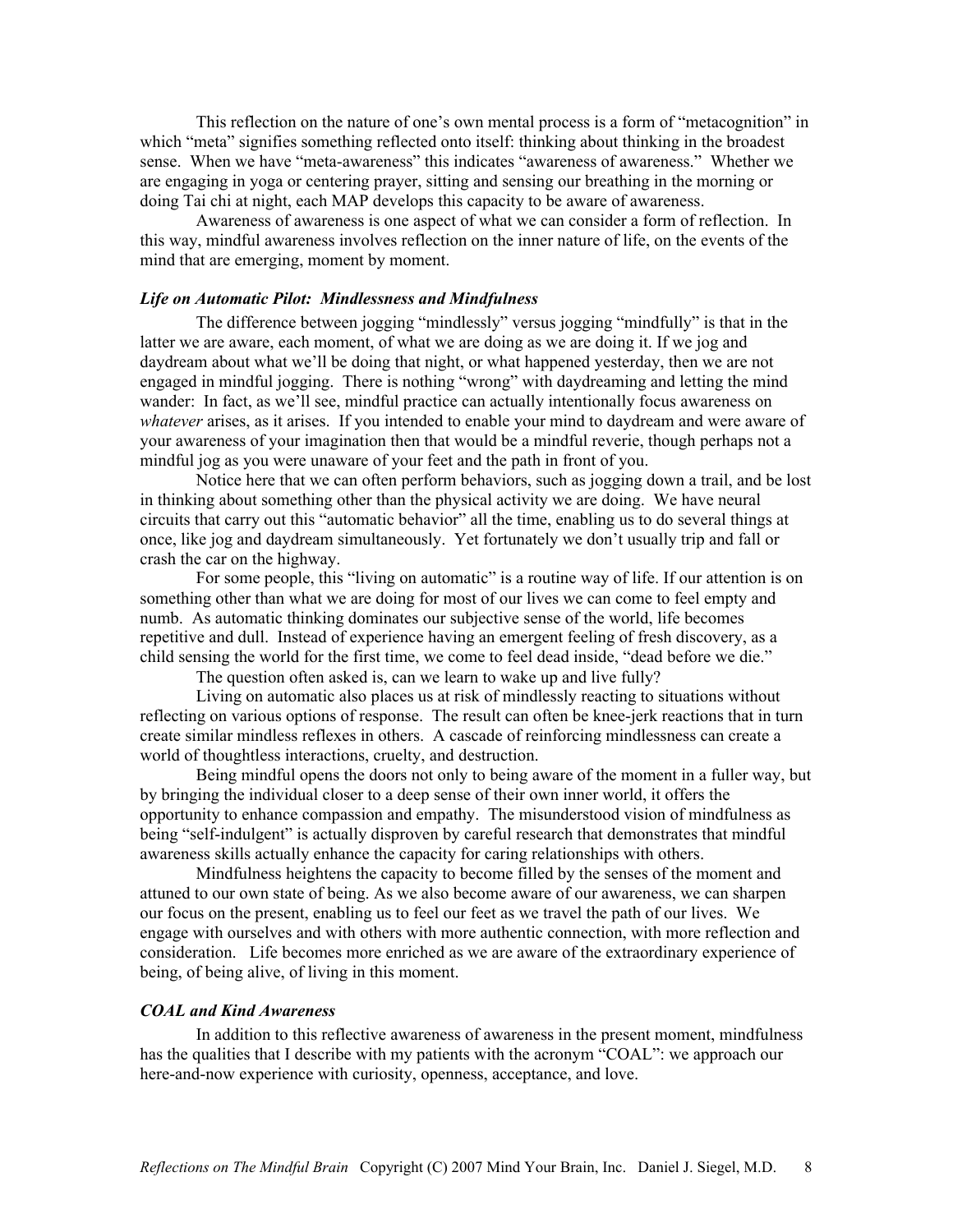This reflection on the nature of one's own mental process is a form of "metacognition" in which "meta" signifies something reflected onto itself: thinking about thinking in the broadest sense. When we have "meta-awareness" this indicates "awareness of awareness." Whether we are engaging in yoga or centering prayer, sitting and sensing our breathing in the morning or doing Tai chi at night, each MAP develops this capacity to be aware of awareness.

Awareness of awareness is one aspect of what we can consider a form of reflection. In this way, mindful awareness involves reflection on the inner nature of life, on the events of the mind that are emerging, moment by moment.

### *Life on Automatic Pilot: Mindlessness and Mindfulness*

The difference between jogging "mindlessly" versus jogging "mindfully" is that in the latter we are aware, each moment, of what we are doing as we are doing it. If we jog and daydream about what we'll be doing that night, or what happened yesterday, then we are not engaged in mindful jogging. There is nothing "wrong" with daydreaming and letting the mind wander: In fact, as we'll see, mindful practice can actually intentionally focus awareness on *whatever* arises, as it arises. If you intended to enable your mind to daydream and were aware of your awareness of your imagination then that would be a mindful reverie, though perhaps not a mindful jog as you were unaware of your feet and the path in front of you.

Notice here that we can often perform behaviors, such as jogging down a trail, and be lost in thinking about something other than the physical activity we are doing. We have neural circuits that carry out this "automatic behavior" all the time, enabling us to do several things at once, like jog and daydream simultaneously. Yet fortunately we don't usually trip and fall or crash the car on the highway.

For some people, this "living on automatic" is a routine way of life. If our attention is on something other than what we are doing for most of our lives we can come to feel empty and numb. As automatic thinking dominates our subjective sense of the world, life becomes repetitive and dull. Instead of experience having an emergent feeling of fresh discovery, as a child sensing the world for the first time, we come to feel dead inside, "dead before we die."

The question often asked is, can we learn to wake up and live fully?

Living on automatic also places us at risk of mindlessly reacting to situations without reflecting on various options of response. The result can often be knee-jerk reactions that in turn create similar mindless reflexes in others. A cascade of reinforcing mindlessness can create a world of thoughtless interactions, cruelty, and destruction.

Being mindful opens the doors not only to being aware of the moment in a fuller way, but by bringing the individual closer to a deep sense of their own inner world, it offers the opportunity to enhance compassion and empathy. The misunderstood vision of mindfulness as being "self-indulgent" is actually disproven by careful research that demonstrates that mindful awareness skills actually enhance the capacity for caring relationships with others.

Mindfulness heightens the capacity to become filled by the senses of the moment and attuned to our own state of being. As we also become aware of our awareness, we can sharpen our focus on the present, enabling us to feel our feet as we travel the path of our lives. We engage with ourselves and with others with more authentic connection, with more reflection and consideration. Life becomes more enriched as we are aware of the extraordinary experience of being, of being alive, of living in this moment.

### *COAL and Kind Awareness*

In addition to this reflective awareness of awareness in the present moment, mindfulness has the qualities that I describe with my patients with the acronym "COAL": we approach our here-and-now experience with curiosity, openness, acceptance, and love.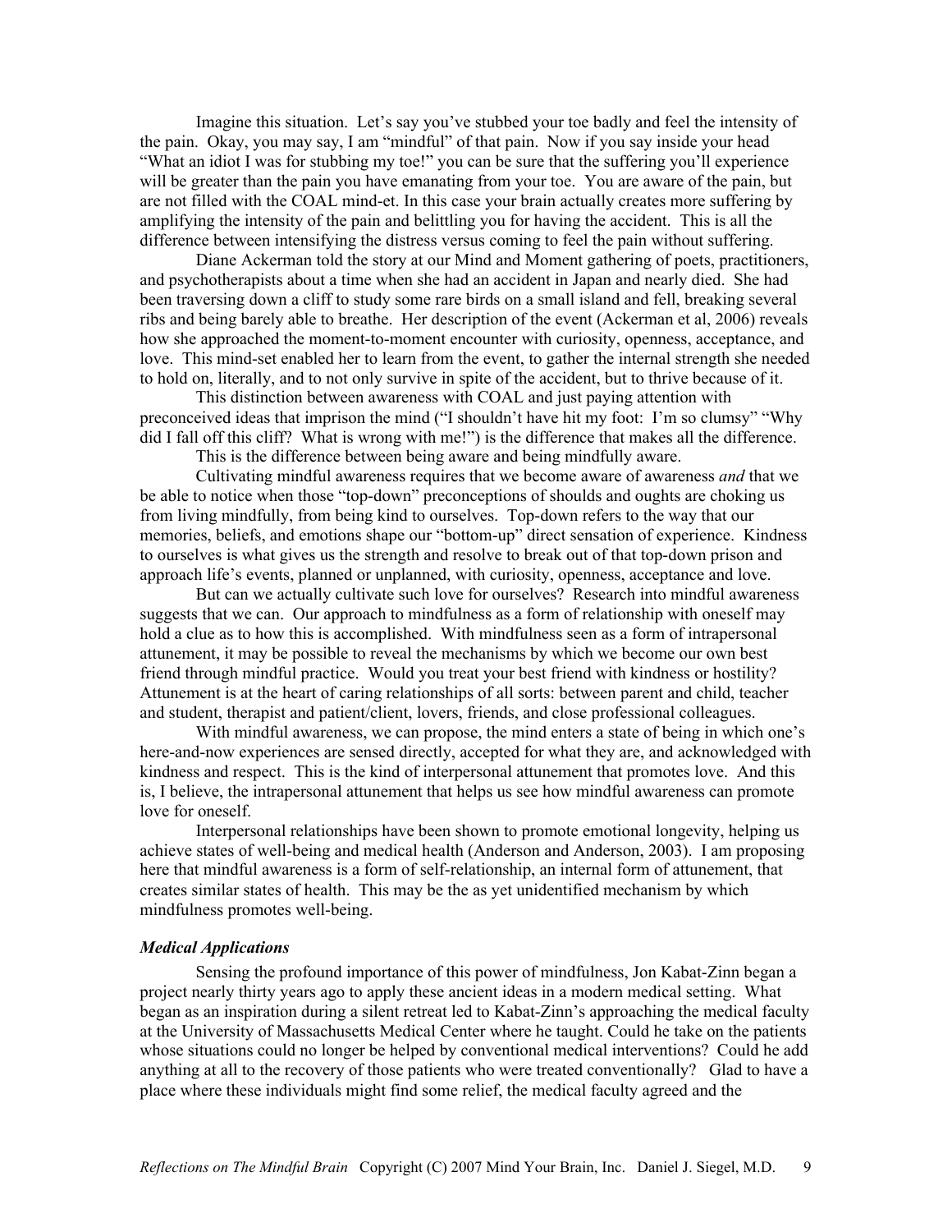Imagine this situation. Let's say you've stubbed your toe badly and feel the intensity of the pain. Okay, you may say, I am "mindful" of that pain. Now if you say inside your head "What an idiot I was for stubbing my toe!" you can be sure that the suffering you'll experience will be greater than the pain you have emanating from your toe. You are aware of the pain, but are not filled with the COAL mind-et. In this case your brain actually creates more suffering by amplifying the intensity of the pain and belittling you for having the accident. This is all the difference between intensifying the distress versus coming to feel the pain without suffering.

Diane Ackerman told the story at our Mind and Moment gathering of poets, practitioners, and psychotherapists about a time when she had an accident in Japan and nearly died. She had been traversing down a cliff to study some rare birds on a small island and fell, breaking several ribs and being barely able to breathe. Her description of the event (Ackerman et al, 2006) reveals how she approached the moment-to-moment encounter with curiosity, openness, acceptance, and love. This mind-set enabled her to learn from the event, to gather the internal strength she needed to hold on, literally, and to not only survive in spite of the accident, but to thrive because of it.

This distinction between awareness with COAL and just paying attention with preconceived ideas that imprison the mind ("I shouldn't have hit my foot: I'm so clumsy" "Why did I fall off this cliff? What is wrong with me!") is the difference that makes all the difference.

This is the difference between being aware and being mindfully aware.

Cultivating mindful awareness requires that we become aware of awareness *and* that we be able to notice when those "top-down" preconceptions of shoulds and oughts are choking us from living mindfully, from being kind to ourselves. Top-down refers to the way that our memories, beliefs, and emotions shape our "bottom-up" direct sensation of experience. Kindness to ourselves is what gives us the strength and resolve to break out of that top-down prison and approach life's events, planned or unplanned, with curiosity, openness, acceptance and love.

But can we actually cultivate such love for ourselves? Research into mindful awareness suggests that we can. Our approach to mindfulness as a form of relationship with oneself may hold a clue as to how this is accomplished. With mindfulness seen as a form of intrapersonal attunement, it may be possible to reveal the mechanisms by which we become our own best friend through mindful practice. Would you treat your best friend with kindness or hostility? Attunement is at the heart of caring relationships of all sorts: between parent and child, teacher and student, therapist and patient/client, lovers, friends, and close professional colleagues.

With mindful awareness, we can propose, the mind enters a state of being in which one's here-and-now experiences are sensed directly, accepted for what they are, and acknowledged with kindness and respect. This is the kind of interpersonal attunement that promotes love. And this is, I believe, the intrapersonal attunement that helps us see how mindful awareness can promote love for oneself.

Interpersonal relationships have been shown to promote emotional longevity, helping us achieve states of well-being and medical health (Anderson and Anderson, 2003). I am proposing here that mindful awareness is a form of self-relationship, an internal form of attunement, that creates similar states of health. This may be the as yet unidentified mechanism by which mindfulness promotes well-being.

***Medical Applications***

Sensing the profound importance of this power of mindfulness, Jon Kabat-Zinn began a project nearly thirty years ago to apply these ancient ideas in a modern medical setting. What began as an inspiration during a silent retreat led to Kabat-Zinn's approaching the medical faculty at the University of Massachusetts Medical Center where he taught. Could he take on the patients whose situations could no longer be helped by conventional medical interventions? Could he add anything at all to the recovery of those patients who were treated conventionally? Glad to have a place where these individuals might find some relief, the medical faculty agreed and the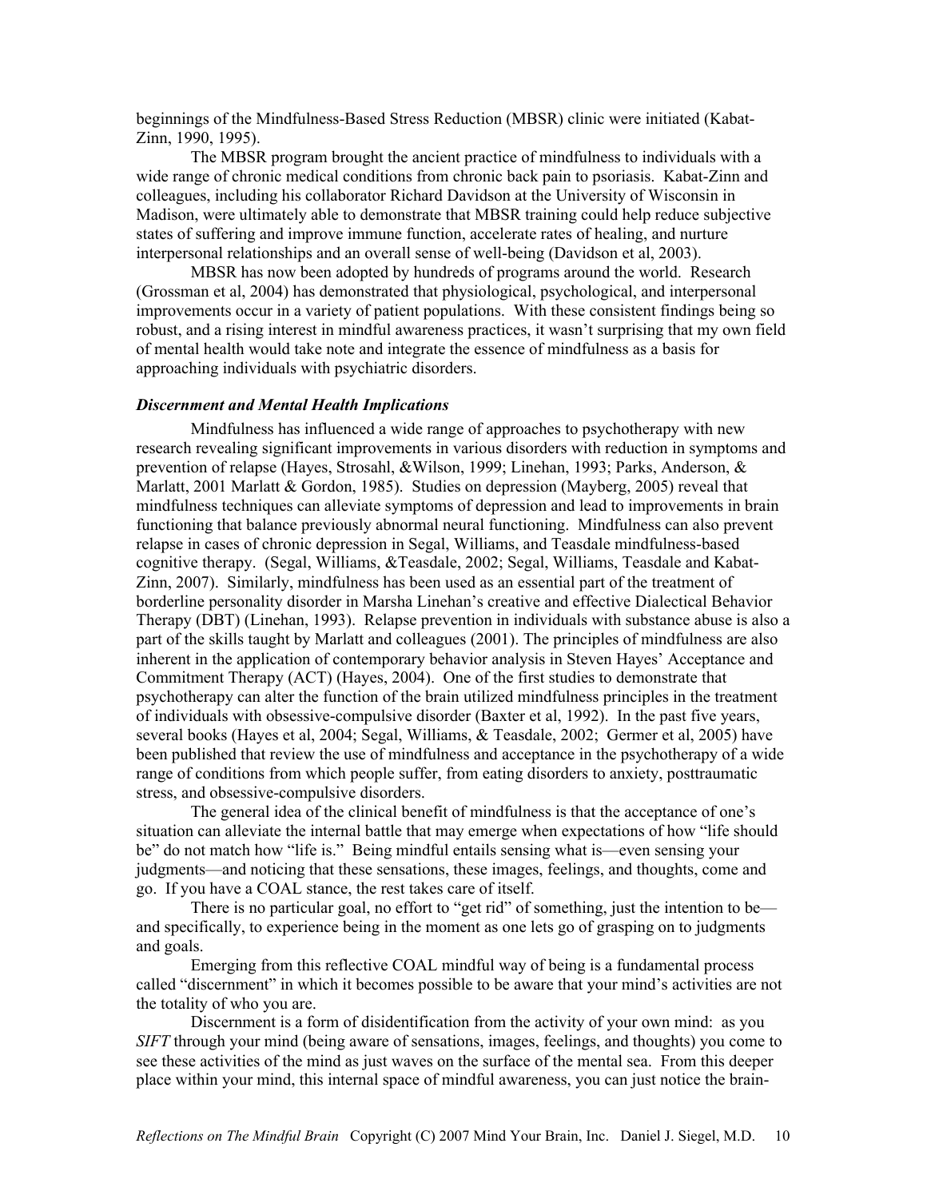beginnings of the Mindfulness-Based Stress Reduction (MBSR) clinic were initiated (Kabat-Zinn, 1990, 1995).

The MBSR program brought the ancient practice of mindfulness to individuals with a wide range of chronic medical conditions from chronic back pain to psoriasis. Kabat-Zinn and colleagues, including his collaborator Richard Davidson at the University of Wisconsin in Madison, were ultimately able to demonstrate that MBSR training could help reduce subjective states of suffering and improve immune function, accelerate rates of healing, and nurture interpersonal relationships and an overall sense of well-being (Davidson et al, 2003).

MBSR has now been adopted by hundreds of programs around the world. Research (Grossman et al, 2004) has demonstrated that physiological, psychological, and interpersonal improvements occur in a variety of patient populations. With these consistent findings being so robust, and a rising interest in mindful awareness practices, it wasn't surprising that my own field of mental health would take note and integrate the essence of mindfulness as a basis for approaching individuals with psychiatric disorders.

### *Discernment and Mental Health Implications*

Mindfulness has influenced a wide range of approaches to psychotherapy with new research revealing significant improvements in various disorders with reduction in symptoms and prevention of relapse (Hayes, Strosahl, &Wilson, 1999; Linehan, 1993; Parks, Anderson, & Marlatt, 2001 Marlatt & Gordon, 1985). Studies on depression (Mayberg, 2005) reveal that mindfulness techniques can alleviate symptoms of depression and lead to improvements in brain functioning that balance previously abnormal neural functioning. Mindfulness can also prevent relapse in cases of chronic depression in Segal, Williams, and Teasdale mindfulness-based cognitive therapy. (Segal, Williams, &Teasdale, 2002; Segal, Williams, Teasdale and Kabat-Zinn, 2007). Similarly, mindfulness has been used as an essential part of the treatment of borderline personality disorder in Marsha Linehan's creative and effective Dialectical Behavior Therapy (DBT) (Linehan, 1993). Relapse prevention in individuals with substance abuse is also a part of the skills taught by Marlatt and colleagues (2001). The principles of mindfulness are also inherent in the application of contemporary behavior analysis in Steven Hayes' Acceptance and Commitment Therapy (ACT) (Hayes, 2004). One of the first studies to demonstrate that psychotherapy can alter the function of the brain utilized mindfulness principles in the treatment of individuals with obsessive-compulsive disorder (Baxter et al, 1992). In the past five years, several books (Hayes et al, 2004; Segal, Williams, & Teasdale, 2002; Germer et al, 2005) have been published that review the use of mindfulness and acceptance in the psychotherapy of a wide range of conditions from which people suffer, from eating disorders to anxiety, posttraumatic stress, and obsessive-compulsive disorders.

The general idea of the clinical benefit of mindfulness is that the acceptance of one's situation can alleviate the internal battle that may emerge when expectations of how "life should be" do not match how "life is." Being mindful entails sensing what is—even sensing your judgments—and noticing that these sensations, these images, feelings, and thoughts, come and go. If you have a COAL stance, the rest takes care of itself.

There is no particular goal, no effort to "get rid" of something, just the intention to be—and specifically, to experience being in the moment as one lets go of grasping on to judgments and goals.

Emerging from this reflective COAL mindful way of being is a fundamental process called "discernment" in which it becomes possible to be aware that your mind's activities are not the totality of who you are.

Discernment is a form of disidentification from the activity of your own mind: as you *SIFT* through your mind (being aware of sensations, images, feelings, and thoughts) you come to see these activities of the mind as just waves on the surface of the mental sea. From this deeper place within your mind, this internal space of mindful awareness, you can just notice the brain-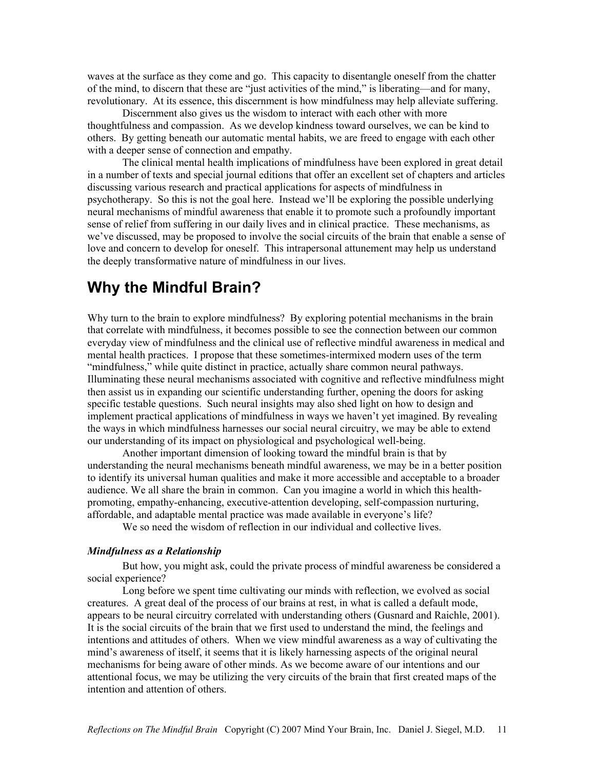waves at the surface as they come and go. This capacity to disentangle oneself from the chatter of the mind, to discern that these are "just activities of the mind," is liberating—and for many, revolutionary. At its essence, this discernment is how mindfulness may help alleviate suffering.

Discernment also gives us the wisdom to interact with each other with more thoughtfulness and compassion. As we develop kindness toward ourselves, we can be kind to others. By getting beneath our automatic mental habits, we are freed to engage with each other with a deeper sense of connection and empathy.

The clinical mental health implications of mindfulness have been explored in great detail in a number of texts and special journal editions that offer an excellent set of chapters and articles discussing various research and practical applications for aspects of mindfulness in psychotherapy. So this is not the goal here. Instead we'll be exploring the possible underlying neural mechanisms of mindful awareness that enable it to promote such a profoundly important sense of relief from suffering in our daily lives and in clinical practice. These mechanisms, as we've discussed, may be proposed to involve the social circuits of the brain that enable a sense of love and concern to develop for oneself. This intrapersonal attunement may help us understand the deeply transformative nature of mindfulness in our lives.

# Why the Mindful Brain?

Why turn to the brain to explore mindfulness? By exploring potential mechanisms in the brain that correlate with mindfulness, it becomes possible to see the connection between our common everyday view of mindfulness and the clinical use of reflective mindful awareness in medical and mental health practices. I propose that these sometimes-intermixed modern uses of the term "mindfulness," while quite distinct in practice, actually share common neural pathways. Illuminating these neural mechanisms associated with cognitive and reflective mindfulness might then assist us in expanding our scientific understanding further, opening the doors for asking specific testable questions. Such neural insights may also shed light on how to design and implement practical applications of mindfulness in ways we haven't yet imagined. By revealing the ways in which mindfulness harnesses our social neural circuitry, we may be able to extend our understanding of its impact on physiological and psychological well-being.

Another important dimension of looking toward the mindful brain is that by understanding the neural mechanisms beneath mindful awareness, we may be in a better position to identify its universal human qualities and make it more accessible and acceptable to a broader audience. We all share the brain in common. Can you imagine a world in which this health-promoting, empathy-enhancing, executive-attention developing, self-compassion nurturing, affordable, and adaptable mental practice was made available in everyone's life?

We so need the wisdom of reflection in our individual and collective lives.

### *Mindfulness as a Relationship*

But how, you might ask, could the private process of mindful awareness be considered a social experience?

Long before we spent time cultivating our minds with reflection, we evolved as social creatures. A great deal of the process of our brains at rest, in what is called a default mode, appears to be neural circuitry correlated with understanding others (Gusnard and Raichle, 2001). It is the social circuits of the brain that we first used to understand the mind, the feelings and intentions and attitudes of others. When we view mindful awareness as a way of cultivating the mind's awareness of itself, it seems that it is likely harnessing aspects of the original neural mechanisms for being aware of other minds. As we become aware of our intentions and our attentional focus, we may be utilizing the very circuits of the brain that first created maps of the intention and attention of others.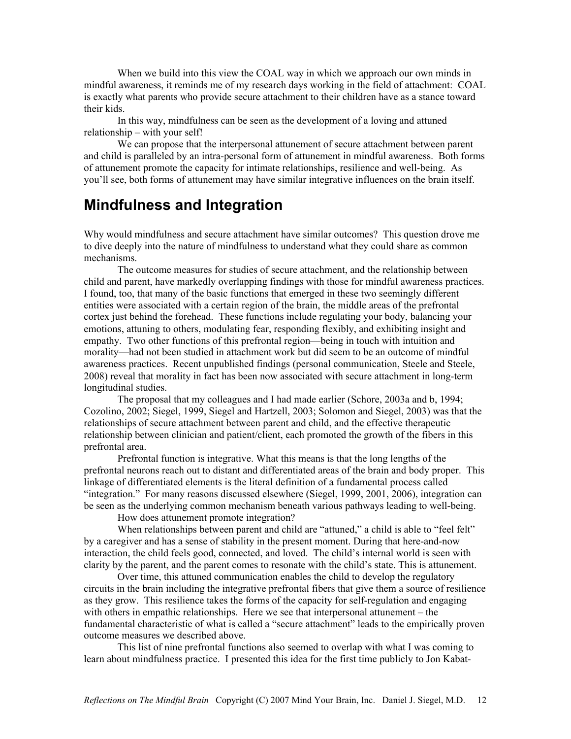When we build into this view the COAL way in which we approach our own minds in mindful awareness, it reminds me of my research days working in the field of attachment: COAL is exactly what parents who provide secure attachment to their children have as a stance toward their kids.

In this way, mindfulness can be seen as the development of a loving and attuned relationship – with your self!

We can propose that the interpersonal attunement of secure attachment between parent and child is paralleled by an intra-personal form of attunement in mindful awareness. Both forms of attunement promote the capacity for intimate relationships, resilience and well-being. As you'll see, both forms of attunement may have similar integrative influences on the brain itself.

## Mindfulness and Integration

Why would mindfulness and secure attachment have similar outcomes? This question drove me to dive deeply into the nature of mindfulness to understand what they could share as common mechanisms.

The outcome measures for studies of secure attachment, and the relationship between child and parent, have markedly overlapping findings with those for mindful awareness practices. I found, too, that many of the basic functions that emerged in these two seemingly different entities were associated with a certain region of the brain, the middle areas of the prefrontal cortex just behind the forehead. These functions include regulating your body, balancing your emotions, attuning to others, modulating fear, responding flexibly, and exhibiting insight and empathy. Two other functions of this prefrontal region—being in touch with intuition and morality—had not been studied in attachment work but did seem to be an outcome of mindful awareness practices. Recent unpublished findings (personal communication, Steele and Steele, 2008) reveal that morality in fact has been now associated with secure attachment in long-term longitudinal studies.

The proposal that my colleagues and I had made earlier (Schore, 2003a and b, 1994; Cozolino, 2002; Siegel, 1999, Siegel and Hartzell, 2003; Solomon and Siegel, 2003) was that the relationships of secure attachment between parent and child, and the effective therapeutic relationship between clinician and patient/client, each promoted the growth of the fibers in this prefrontal area.

Prefrontal function is integrative. What this means is that the long lengths of the prefrontal neurons reach out to distant and differentiated areas of the brain and body proper. This linkage of differentiated elements is the literal definition of a fundamental process called "integration." For many reasons discussed elsewhere (Siegel, 1999, 2001, 2006), integration can be seen as the underlying common mechanism beneath various pathways leading to well-being.

How does attunement promote integration?

When relationships between parent and child are "attuned," a child is able to "feel felt" by a caregiver and has a sense of stability in the present moment. During that here-and-now interaction, the child feels good, connected, and loved. The child's internal world is seen with clarity by the parent, and the parent comes to resonate with the child's state. This is attunement.

Over time, this attuned communication enables the child to develop the regulatory circuits in the brain including the integrative prefrontal fibers that give them a source of resilience as they grow. This resilience takes the forms of the capacity for self-regulation and engaging with others in empathic relationships. Here we see that interpersonal attunement – the fundamental characteristic of what is called a "secure attachment" leads to the empirically proven outcome measures we described above.

This list of nine prefrontal functions also seemed to overlap with what I was coming to learn about mindfulness practice. I presented this idea for the first time publicly to Jon Kabat-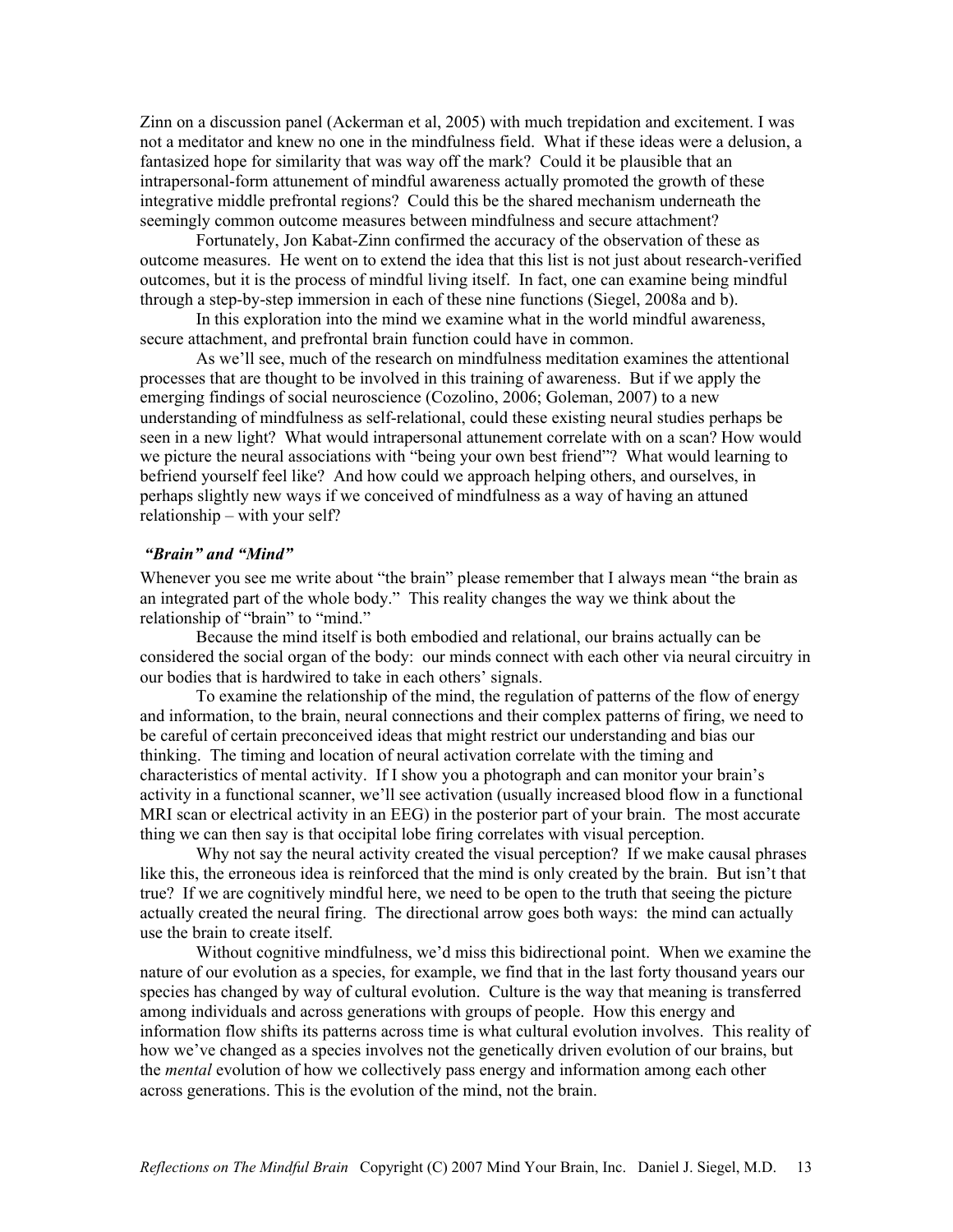Zinn on a discussion panel (Ackerman et al, 2005) with much trepidation and excitement. I was not a meditator and knew no one in the mindfulness field. What if these ideas were a delusion, a fantasized hope for similarity that was way off the mark? Could it be plausible that an intrapersonal-form attunement of mindful awareness actually promoted the growth of these integrative middle prefrontal regions? Could this be the shared mechanism underneath the seemingly common outcome measures between mindfulness and secure attachment?

Fortunately, Jon Kabat-Zinn confirmed the accuracy of the observation of these as outcome measures. He went on to extend the idea that this list is not just about research-verified outcomes, but it is the process of mindful living itself. In fact, one can examine being mindful through a step-by-step immersion in each of these nine functions (Siegel, 2008a and b).

In this exploration into the mind we examine what in the world mindful awareness, secure attachment, and prefrontal brain function could have in common.

As we'll see, much of the research on mindfulness meditation examines the attentional processes that are thought to be involved in this training of awareness. But if we apply the emerging findings of social neuroscience (Cozolino, 2006; Goleman, 2007) to a new understanding of mindfulness as self-relational, could these existing neural studies perhaps be seen in a new light? What would intrapersonal attunement correlate with on a scan? How would we picture the neural associations with "being your own best friend"? What would learning to befriend yourself feel like? And how could we approach helping others, and ourselves, in perhaps slightly new ways if we conceived of mindfulness as a way of having an attuned relationship – with your self?

### *"Brain" and "Mind"*

Whenever you see me write about "the brain" please remember that I always mean "the brain as an integrated part of the whole body." This reality changes the way we think about the relationship of "brain" to "mind."

Because the mind itself is both embodied and relational, our brains actually can be considered the social organ of the body: our minds connect with each other via neural circuitry in our bodies that is hardwired to take in each others' signals.

To examine the relationship of the mind, the regulation of patterns of the flow of energy and information, to the brain, neural connections and their complex patterns of firing, we need to be careful of certain preconceived ideas that might restrict our understanding and bias our thinking. The timing and location of neural activation correlate with the timing and characteristics of mental activity. If I show you a photograph and can monitor your brain's activity in a functional scanner, we'll see activation (usually increased blood flow in a functional MRI scan or electrical activity in an EEG) in the posterior part of your brain. The most accurate thing we can then say is that occipital lobe firing correlates with visual perception.

Why not say the neural activity created the visual perception? If we make causal phrases like this, the erroneous idea is reinforced that the mind is only created by the brain. But isn't that true? If we are cognitively mindful here, we need to be open to the truth that seeing the picture actually created the neural firing. The directional arrow goes both ways: the mind can actually use the brain to create itself.

Without cognitive mindfulness, we'd miss this bidirectional point. When we examine the nature of our evolution as a species, for example, we find that in the last forty thousand years our species has changed by way of cultural evolution. Culture is the way that meaning is transferred among individuals and across generations with groups of people. How this energy and information flow shifts its patterns across time is what cultural evolution involves. This reality of how we've changed as a species involves not the genetically driven evolution of our brains, but the *mental* evolution of how we collectively pass energy and information among each other across generations. This is the evolution of the mind, not the brain.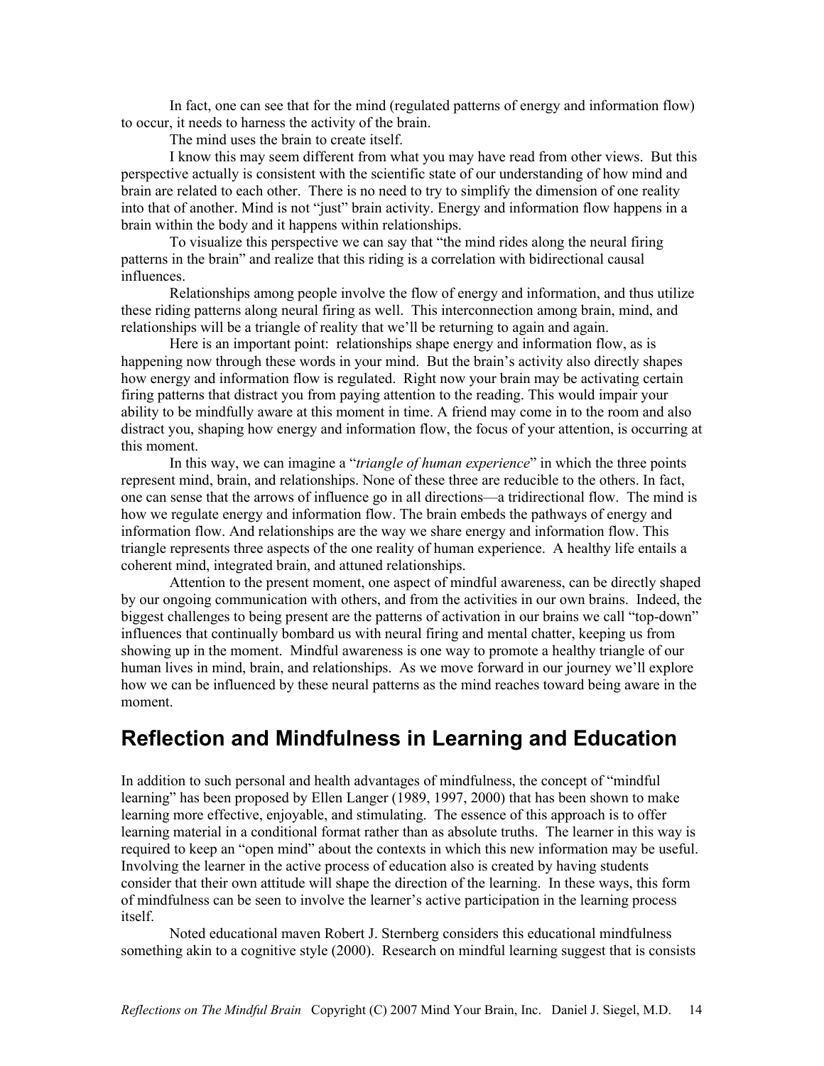In fact, one can see that for the mind (regulated patterns of energy and information flow) to occur, it needs to harness the activity of the brain.

The mind uses the brain to create itself.

I know this may seem different from what you may have read from other views. But this perspective actually is consistent with the scientific state of our understanding of how mind and brain are related to each other. There is no need to try to simplify the dimension of one reality into that of another. Mind is not "just" brain activity. Energy and information flow happens in a brain within the body and it happens within relationships.

To visualize this perspective we can say that "the mind rides along the neural firing patterns in the brain" and realize that this riding is a correlation with bidirectional causal influences.

Relationships among people involve the flow of energy and information, and thus utilize these riding patterns along neural firing as well. This interconnection among brain, mind, and relationships will be a triangle of reality that we'll be returning to again and again.

Here is an important point: relationships shape energy and information flow, as is happening now through these words in your mind. But the brain's activity also directly shapes how energy and information flow is regulated. Right now your brain may be activating certain firing patterns that distract you from paying attention to the reading. This would impair your ability to be mindfully aware at this moment in time. A friend may come in to the room and also distract you, shaping how energy and information flow, the focus of your attention, is occurring at this moment.

In this way, we can imagine a "*triangle of human experience*" in which the three points represent mind, brain, and relationships. None of these three are reducible to the others. In fact, one can sense that the arrows of influence go in all directions—a tridirectional flow. The mind is how we regulate energy and information flow. The brain embeds the pathways of energy and information flow. And relationships are the way we share energy and information flow. This triangle represents three aspects of the one reality of human experience. A healthy life entails a coherent mind, integrated brain, and attuned relationships.

Attention to the present moment, one aspect of mindful awareness, can be directly shaped by our ongoing communication with others, and from the activities in our own brains. Indeed, the biggest challenges to being present are the patterns of activation in our brains we call "top-down" influences that continually bombard us with neural firing and mental chatter, keeping us from showing up in the moment. Mindful awareness is one way to promote a healthy triangle of our human lives in mind, brain, and relationships. As we move forward in our journey we'll explore how we can be influenced by these neural patterns as the mind reaches toward being aware in the moment.

## Reflection and Mindfulness in Learning and Education

In addition to such personal and health advantages of mindfulness, the concept of "mindful learning" has been proposed by Ellen Langer (1989, 1997, 2000) that has been shown to make learning more effective, enjoyable, and stimulating. The essence of this approach is to offer learning material in a conditional format rather than as absolute truths. The learner in this way is required to keep an "open mind" about the contexts in which this new information may be useful. Involving the learner in the active process of education also is created by having students consider that their own attitude will shape the direction of the learning. In these ways, this form of mindfulness can be seen to involve the learner's active participation in the learning process itself.

Noted educational maven Robert J. Sternberg considers this educational mindfulness something akin to a cognitive style (2000). Research on mindful learning suggest that is consists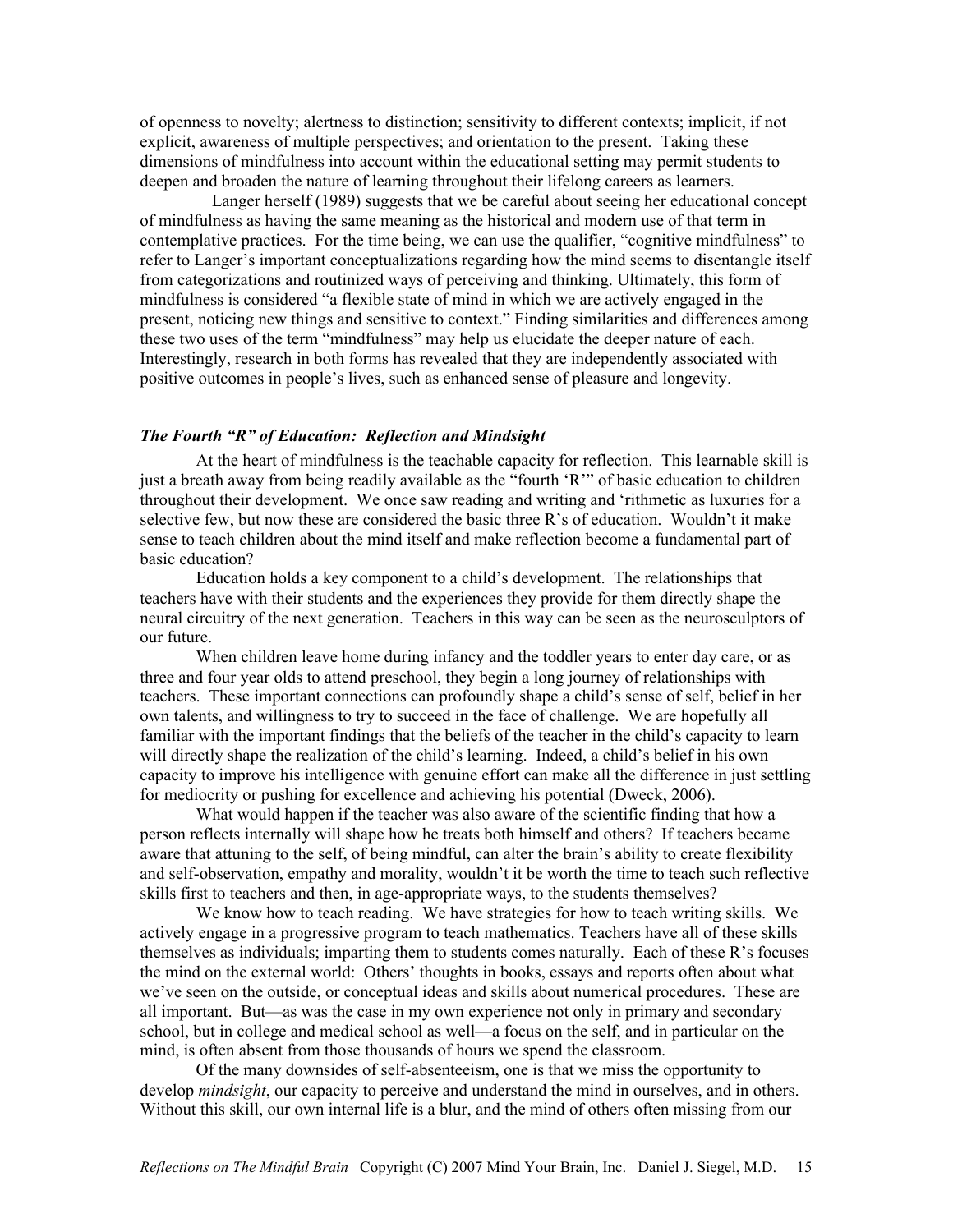of openness to novelty; alertness to distinction; sensitivity to different contexts; implicit, if not explicit, awareness of multiple perspectives; and orientation to the present. Taking these dimensions of mindfulness into account within the educational setting may permit students to deepen and broaden the nature of learning throughout their lifelong careers as learners.

Langer herself (1989) suggests that we be careful about seeing her educational concept of mindfulness as having the same meaning as the historical and modern use of that term in contemplative practices. For the time being, we can use the qualifier, "cognitive mindfulness" to refer to Langer's important conceptualizations regarding how the mind seems to disentangle itself from categorizations and routinized ways of perceiving and thinking. Ultimately, this form of mindfulness is considered "a flexible state of mind in which we are actively engaged in the present, noticing new things and sensitive to context." Finding similarities and differences among these two uses of the term "mindfulness" may help us elucidate the deeper nature of each. Interestingly, research in both forms has revealed that they are independently associated with positive outcomes in people's lives, such as enhanced sense of pleasure and longevity.

### *The Fourth "R" of Education: Reflection and Mindsight*

At the heart of mindfulness is the teachable capacity for reflection. This learnable skill is just a breath away from being readily available as the "fourth 'R'" of basic education to children throughout their development. We once saw reading and writing and 'rithmetic as luxuries for a selective few, but now these are considered the basic three R's of education. Wouldn't it make sense to teach children about the mind itself and make reflection become a fundamental part of basic education?

Education holds a key component to a child's development. The relationships that teachers have with their students and the experiences they provide for them directly shape the neural circuitry of the next generation. Teachers in this way can be seen as the neurosculptors of our future.

When children leave home during infancy and the toddler years to enter day care, or as three and four year olds to attend preschool, they begin a long journey of relationships with teachers. These important connections can profoundly shape a child's sense of self, belief in her own talents, and willingness to try to succeed in the face of challenge. We are hopefully all familiar with the important findings that the beliefs of the teacher in the child's capacity to learn will directly shape the realization of the child's learning. Indeed, a child's belief in his own capacity to improve his intelligence with genuine effort can make all the difference in just settling for mediocrity or pushing for excellence and achieving his potential (Dweck, 2006).

What would happen if the teacher was also aware of the scientific finding that how a person reflects internally will shape how he treats both himself and others? If teachers became aware that attuning to the self, of being mindful, can alter the brain's ability to create flexibility and self-observation, empathy and morality, wouldn't it be worth the time to teach such reflective skills first to teachers and then, in age-appropriate ways, to the students themselves?

We know how to teach reading. We have strategies for how to teach writing skills. We actively engage in a progressive program to teach mathematics. Teachers have all of these skills themselves as individuals; imparting them to students comes naturally. Each of these R's focuses the mind on the external world: Others' thoughts in books, essays and reports often about what we've seen on the outside, or conceptual ideas and skills about numerical procedures. These are all important. But—as was the case in my own experience not only in primary and secondary school, but in college and medical school as well—a focus on the self, and in particular on the mind, is often absent from those thousands of hours we spend the classroom.

Of the many downsides of self-absenteeism, one is that we miss the opportunity to develop *mindsight*, our capacity to perceive and understand the mind in ourselves, and in others. Without this skill, our own internal life is a blur, and the mind of others often missing from our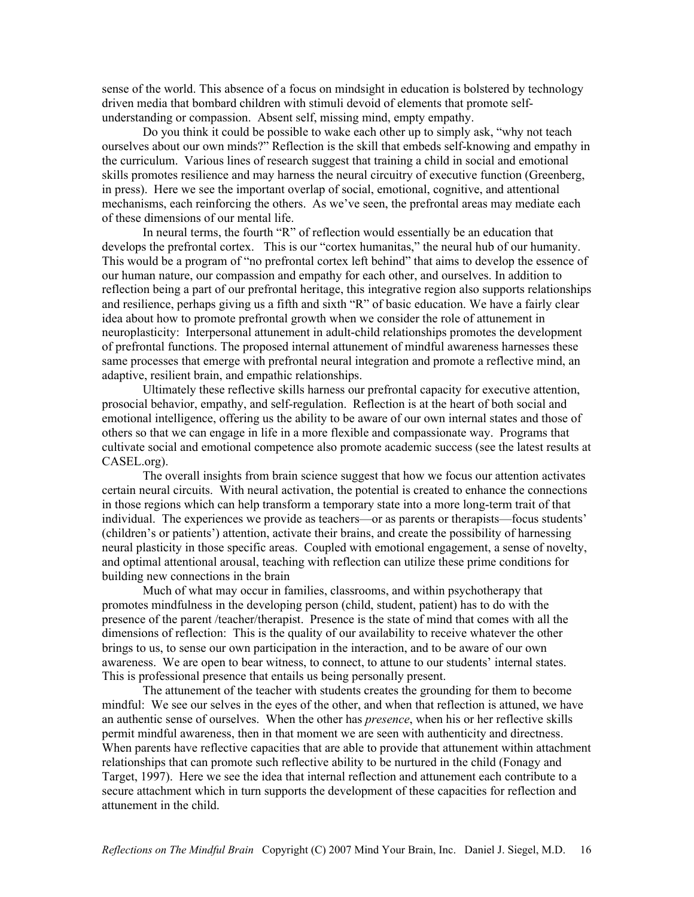sense of the world. This absence of a focus on mindsight in education is bolstered by technology driven media that bombard children with stimuli devoid of elements that promote self-understanding or compassion. Absent self, missing mind, empty empathy.

Do you think it could be possible to wake each other up to simply ask, "why not teach ourselves about our own minds?" Reflection is the skill that embeds self-knowing and empathy in the curriculum. Various lines of research suggest that training a child in social and emotional skills promotes resilience and may harness the neural circuitry of executive function (Greenberg, in press). Here we see the important overlap of social, emotional, cognitive, and attentional mechanisms, each reinforcing the others. As we've seen, the prefrontal areas may mediate each of these dimensions of our mental life.

In neural terms, the fourth "R" of reflection would essentially be an education that develops the prefrontal cortex. This is our "cortex humanitas," the neural hub of our humanity. This would be a program of "no prefrontal cortex left behind" that aims to develop the essence of our human nature, our compassion and empathy for each other, and ourselves. In addition to reflection being a part of our prefrontal heritage, this integrative region also supports relationships and resilience, perhaps giving us a fifth and sixth "R" of basic education. We have a fairly clear idea about how to promote prefrontal growth when we consider the role of attunement in neuroplasticity: Interpersonal attunement in adult-child relationships promotes the development of prefrontal functions. The proposed internal attunement of mindful awareness harnesses these same processes that emerge with prefrontal neural integration and promote a reflective mind, an adaptive, resilient brain, and empathic relationships.

Ultimately these reflective skills harness our prefrontal capacity for executive attention, prosocial behavior, empathy, and self-regulation. Reflection is at the heart of both social and emotional intelligence, offering us the ability to be aware of our own internal states and those of others so that we can engage in life in a more flexible and compassionate way. Programs that cultivate social and emotional competence also promote academic success (see the latest results at CASEL.org).

The overall insights from brain science suggest that how we focus our attention activates certain neural circuits. With neural activation, the potential is created to enhance the connections in those regions which can help transform a temporary state into a more long-term trait of that individual. The experiences we provide as teachers—or as parents or therapists—focus students' (children's or patients') attention, activate their brains, and create the possibility of harnessing neural plasticity in those specific areas. Coupled with emotional engagement, a sense of novelty, and optimal attentional arousal, teaching with reflection can utilize these prime conditions for building new connections in the brain

Much of what may occur in families, classrooms, and within psychotherapy that promotes mindfulness in the developing person (child, student, patient) has to do with the presence of the parent /teacher/therapist. Presence is the state of mind that comes with all the dimensions of reflection: This is the quality of our availability to receive whatever the other brings to us, to sense our own participation in the interaction, and to be aware of our own awareness. We are open to bear witness, to connect, to attune to our students' internal states. This is professional presence that entails us being personally present.

The attunement of the teacher with students creates the grounding for them to become mindful: We see our selves in the eyes of the other, and when that reflection is attuned, we have an authentic sense of ourselves. When the other has *presence*, when his or her reflective skills permit mindful awareness, then in that moment we are seen with authenticity and directness. When parents have reflective capacities that are able to provide that attunement within attachment relationships that can promote such reflective ability to be nurtured in the child (Fonagy and Target, 1997). Here we see the idea that internal reflection and attunement each contribute to a secure attachment which in turn supports the development of these capacities for reflection and attunement in the child.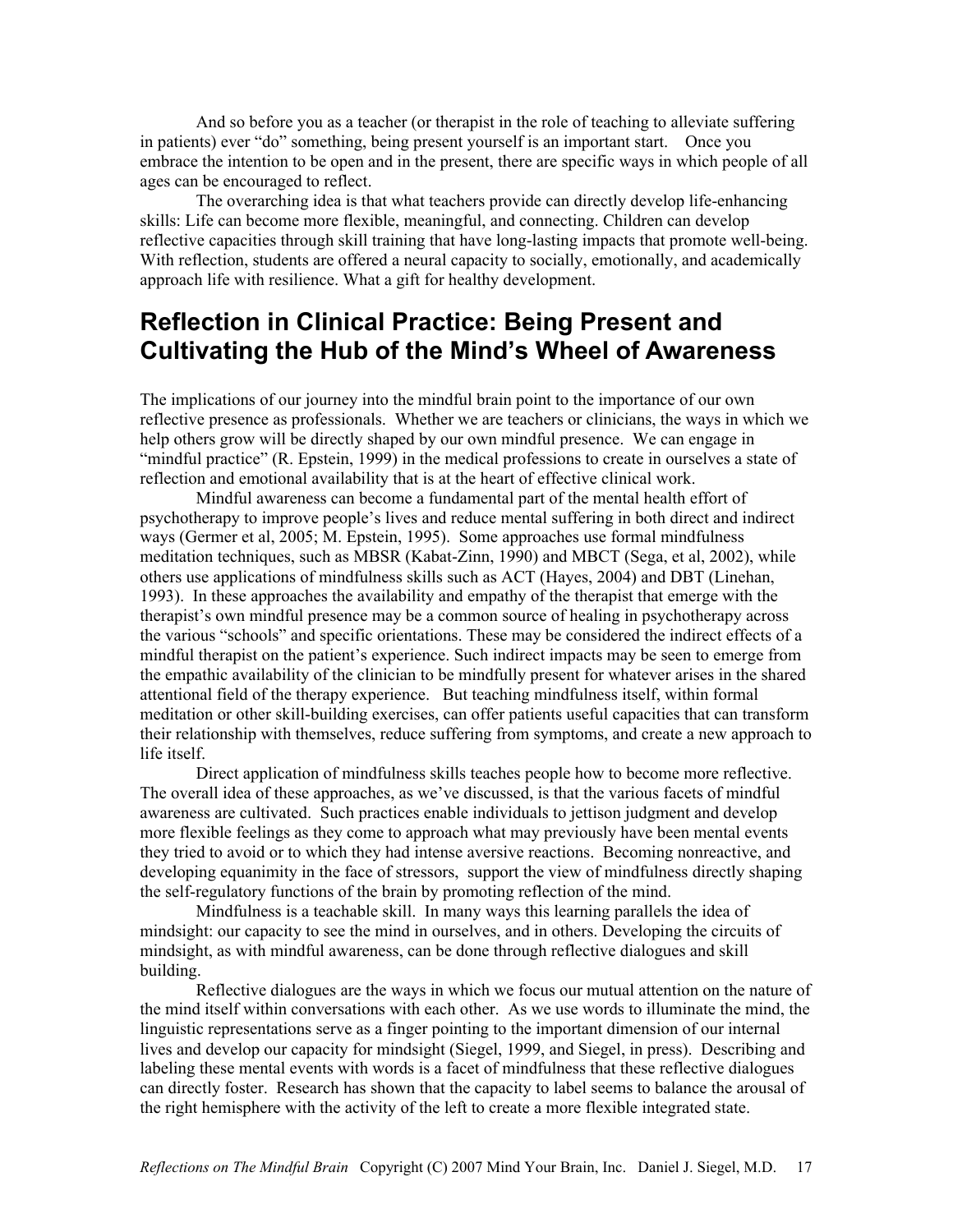And so before you as a teacher (or therapist in the role of teaching to alleviate suffering in patients) ever "do" something, being present yourself is an important start. Once you embrace the intention to be open and in the present, there are specific ways in which people of all ages can be encouraged to reflect.

The overarching idea is that what teachers provide can directly develop life-enhancing skills: Life can become more flexible, meaningful, and connecting. Children can develop reflective capacities through skill training that have long-lasting impacts that promote well-being. With reflection, students are offered a neural capacity to socially, emotionally, and academically approach life with resilience. What a gift for healthy development.

## Reflection in Clinical Practice: Being Present and Cultivating the Hub of the Mind's Wheel of Awareness

The implications of our journey into the mindful brain point to the importance of our own reflective presence as professionals. Whether we are teachers or clinicians, the ways in which we help others grow will be directly shaped by our own mindful presence. We can engage in "mindful practice" (R. Epstein, 1999) in the medical professions to create in ourselves a state of reflection and emotional availability that is at the heart of effective clinical work.

Mindful awareness can become a fundamental part of the mental health effort of psychotherapy to improve people's lives and reduce mental suffering in both direct and indirect ways (Germer et al, 2005; M. Epstein, 1995). Some approaches use formal mindfulness meditation techniques, such as MBSR (Kabat-Zinn, 1990) and MBCT (Sega, et al, 2002), while others use applications of mindfulness skills such as ACT (Hayes, 2004) and DBT (Linehan, 1993). In these approaches the availability and empathy of the therapist that emerge with the therapist's own mindful presence may be a common source of healing in psychotherapy across the various "schools" and specific orientations. These may be considered the indirect effects of a mindful therapist on the patient's experience. Such indirect impacts may be seen to emerge from the empathic availability of the clinician to be mindfully present for whatever arises in the shared attentional field of the therapy experience. But teaching mindfulness itself, within formal meditation or other skill-building exercises, can offer patients useful capacities that can transform their relationship with themselves, reduce suffering from symptoms, and create a new approach to life itself.

Direct application of mindfulness skills teaches people how to become more reflective. The overall idea of these approaches, as we've discussed, is that the various facets of mindful awareness are cultivated. Such practices enable individuals to jettison judgment and develop more flexible feelings as they come to approach what may previously have been mental events they tried to avoid or to which they had intense aversive reactions. Becoming nonreactive, and developing equanimity in the face of stressors, support the view of mindfulness directly shaping the self-regulatory functions of the brain by promoting reflection of the mind.

Mindfulness is a teachable skill. In many ways this learning parallels the idea of mindsight: our capacity to see the mind in ourselves, and in others. Developing the circuits of mindsight, as with mindful awareness, can be done through reflective dialogues and skill building.

Reflective dialogues are the ways in which we focus our mutual attention on the nature of the mind itself within conversations with each other. As we use words to illuminate the mind, the linguistic representations serve as a finger pointing to the important dimension of our internal lives and develop our capacity for mindsight (Siegel, 1999, and Siegel, in press). Describing and labeling these mental events with words is a facet of mindfulness that these reflective dialogues can directly foster. Research has shown that the capacity to label seems to balance the arousal of the right hemisphere with the activity of the left to create a more flexible integrated state.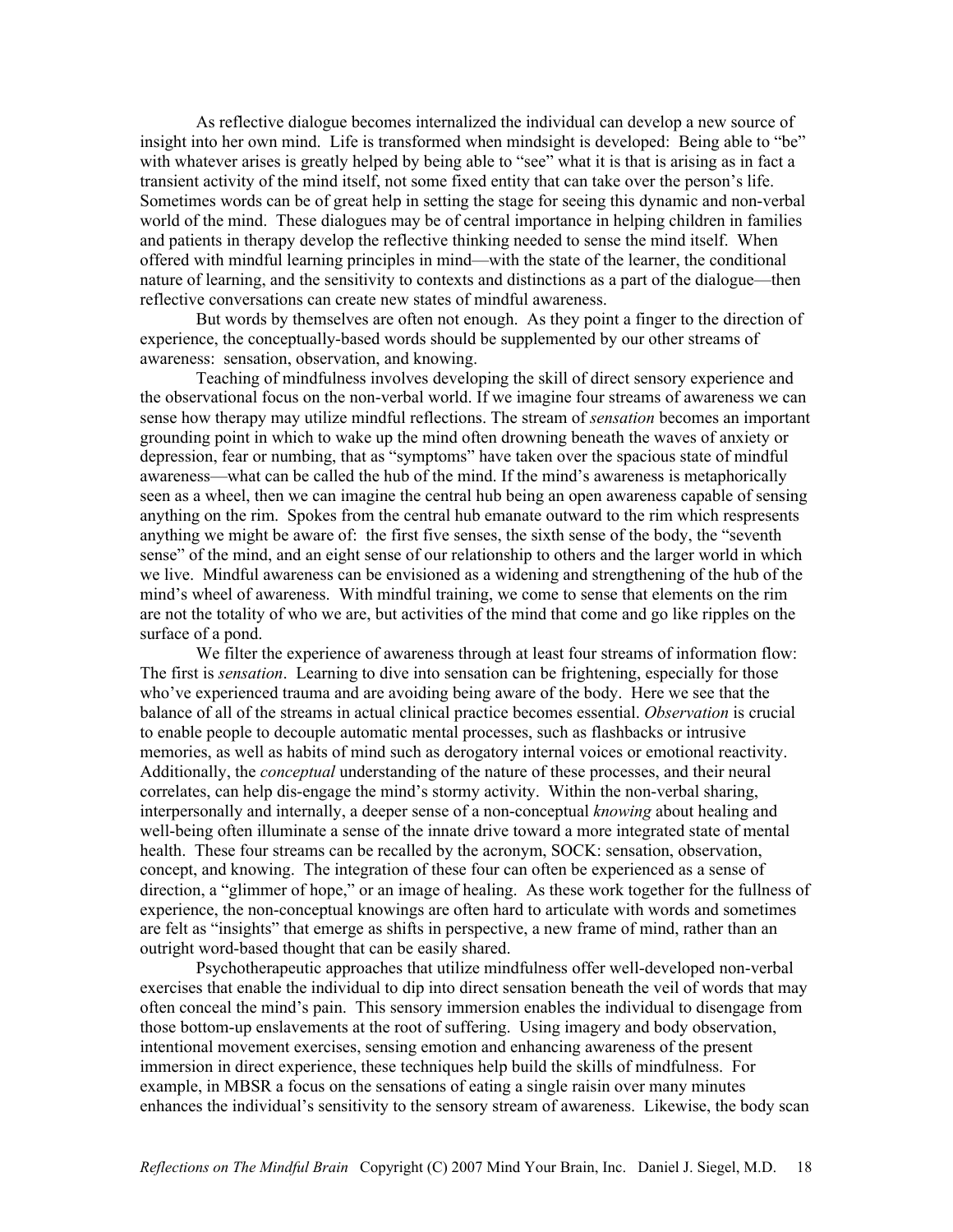As reflective dialogue becomes internalized the individual can develop a new source of insight into her own mind. Life is transformed when mindsight is developed: Being able to "be" with whatever arises is greatly helped by being able to "see" what it is that is arising as in fact a transient activity of the mind itself, not some fixed entity that can take over the person's life. Sometimes words can be of great help in setting the stage for seeing this dynamic and non-verbal world of the mind. These dialogues may be of central importance in helping children in families and patients in therapy develop the reflective thinking needed to sense the mind itself. When offered with mindful learning principles in mind—with the state of the learner, the conditional nature of learning, and the sensitivity to contexts and distinctions as a part of the dialogue—then reflective conversations can create new states of mindful awareness.

But words by themselves are often not enough. As they point a finger to the direction of experience, the conceptually-based words should be supplemented by our other streams of awareness: sensation, observation, and knowing.

Teaching of mindfulness involves developing the skill of direct sensory experience and the observational focus on the non-verbal world. If we imagine four streams of awareness we can sense how therapy may utilize mindful reflections. The stream of *sensation* becomes an important grounding point in which to wake up the mind often drowning beneath the waves of anxiety or depression, fear or numbing, that as "symptoms" have taken over the spacious state of mindful awareness—what can be called the hub of the mind. If the mind's awareness is metaphorically seen as a wheel, then we can imagine the central hub being an open awareness capable of sensing anything on the rim. Spokes from the central hub emanate outward to the rim which respresents anything we might be aware of: the first five senses, the sixth sense of the body, the "seventh sense" of the mind, and an eight sense of our relationship to others and the larger world in which we live. Mindful awareness can be envisioned as a widening and strengthening of the hub of the mind's wheel of awareness. With mindful training, we come to sense that elements on the rim are not the totality of who we are, but activities of the mind that come and go like ripples on the surface of a pond.

We filter the experience of awareness through at least four streams of information flow: The first is *sensation*. Learning to dive into sensation can be frightening, especially for those who've experienced trauma and are avoiding being aware of the body. Here we see that the balance of all of the streams in actual clinical practice becomes essential. *Observation* is crucial to enable people to decouple automatic mental processes, such as flashbacks or intrusive memories, as well as habits of mind such as derogatory internal voices or emotional reactivity. Additionally, the *conceptual* understanding of the nature of these processes, and their neural correlates, can help dis-engage the mind's stormy activity. Within the non-verbal sharing, interpersonally and internally, a deeper sense of a non-conceptual *knowing* about healing and well-being often illuminate a sense of the innate drive toward a more integrated state of mental health. These four streams can be recalled by the acronym, SOCK: sensation, observation, concept, and knowing. The integration of these four can often be experienced as a sense of direction, a "glimmer of hope," or an image of healing. As these work together for the fullness of experience, the non-conceptual knowings are often hard to articulate with words and sometimes are felt as "insights" that emerge as shifts in perspective, a new frame of mind, rather than an outright word-based thought that can be easily shared.

Psychotherapeutic approaches that utilize mindfulness offer well-developed non-verbal exercises that enable the individual to dip into direct sensation beneath the veil of words that may often conceal the mind's pain. This sensory immersion enables the individual to disengage from those bottom-up enslavements at the root of suffering. Using imagery and body observation, intentional movement exercises, sensing emotion and enhancing awareness of the present immersion in direct experience, these techniques help build the skills of mindfulness. For example, in MBSR a focus on the sensations of eating a single raisin over many minutes enhances the individual's sensitivity to the sensory stream of awareness. Likewise, the body scan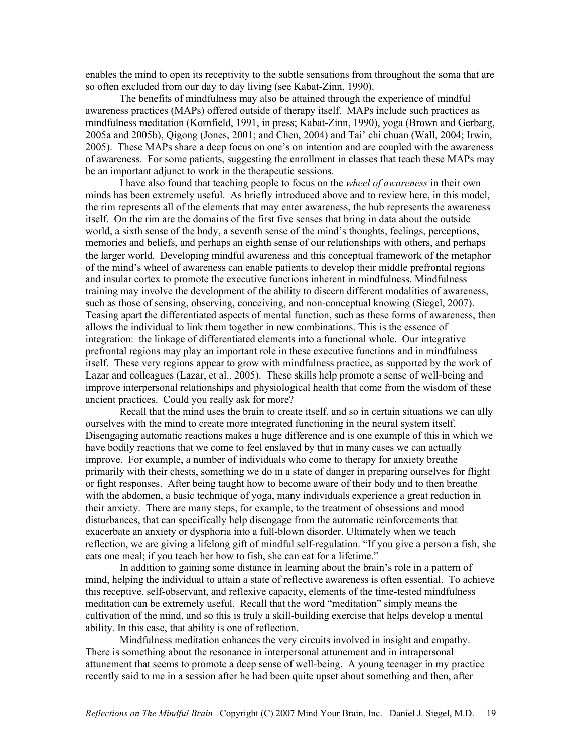enables the mind to open its receptivity to the subtle sensations from throughout the soma that are so often excluded from our day to day living (see Kabat-Zinn, 1990).

The benefits of mindfulness may also be attained through the experience of mindful awareness practices (MAPs) offered outside of therapy itself. MAPs include such practices as mindfulness meditation (Kornfield, 1991, in press; Kabat-Zinn, 1990), yoga (Brown and Gerbarg, 2005a and 2005b), Qigong (Jones, 2001; and Chen, 2004) and Tai' chi chuan (Wall, 2004; Irwin, 2005). These MAPs share a deep focus on one's on intention and are coupled with the awareness of awareness. For some patients, suggesting the enrollment in classes that teach these MAPs may be an important adjunct to work in the therapeutic sessions.

I have also found that teaching people to focus on the *wheel of awareness* in their own minds has been extremely useful. As briefly introduced above and to review here, in this model, the rim represents all of the elements that may enter awareness, the hub represents the awareness itself. On the rim are the domains of the first five senses that bring in data about the outside world, a sixth sense of the body, a seventh sense of the mind's thoughts, feelings, perceptions, memories and beliefs, and perhaps an eighth sense of our relationships with others, and perhaps the larger world. Developing mindful awareness and this conceptual framework of the metaphor of the mind's wheel of awareness can enable patients to develop their middle prefrontal regions and insular cortex to promote the executive functions inherent in mindfulness. Mindfulness training may involve the development of the ability to discern different modalities of awareness, such as those of sensing, observing, conceiving, and non-conceptual knowing (Siegel, 2007). Teasing apart the differentiated aspects of mental function, such as these forms of awareness, then allows the individual to link them together in new combinations. This is the essence of integration: the linkage of differentiated elements into a functional whole. Our integrative prefrontal regions may play an important role in these executive functions and in mindfulness itself. These very regions appear to grow with mindfulness practice, as supported by the work of Lazar and colleagues (Lazar, et al., 2005). These skills help promote a sense of well-being and improve interpersonal relationships and physiological health that come from the wisdom of these ancient practices. Could you really ask for more?

Recall that the mind uses the brain to create itself, and so in certain situations we can ally ourselves with the mind to create more integrated functioning in the neural system itself. Disengaging automatic reactions makes a huge difference and is one example of this in which we have bodily reactions that we come to feel enslaved by that in many cases we can actually improve. For example, a number of individuals who come to therapy for anxiety breathe primarily with their chests, something we do in a state of danger in preparing ourselves for flight or fight responses. After being taught how to become aware of their body and to then breathe with the abdomen, a basic technique of yoga, many individuals experience a great reduction in their anxiety. There are many steps, for example, to the treatment of obsessions and mood disturbances, that can specifically help disengage from the automatic reinforcements that exacerbate an anxiety or dysphoria into a full-blown disorder. Ultimately when we teach reflection, we are giving a lifelong gift of mindful self-regulation. "If you give a person a fish, she eats one meal; if you teach her how to fish, she can eat for a lifetime."

In addition to gaining some distance in learning about the brain's role in a pattern of mind, helping the individual to attain a state of reflective awareness is often essential. To achieve this receptive, self-observant, and reflexive capacity, elements of the time-tested mindfulness meditation can be extremely useful. Recall that the word "meditation" simply means the cultivation of the mind, and so this is truly a skill-building exercise that helps develop a mental ability. In this case, that ability is one of reflection.

Mindfulness meditation enhances the very circuits involved in insight and empathy. There is something about the resonance in interpersonal attunement and in intrapersonal attunement that seems to promote a deep sense of well-being. A young teenager in my practice recently said to me in a session after he had been quite upset about something and then, after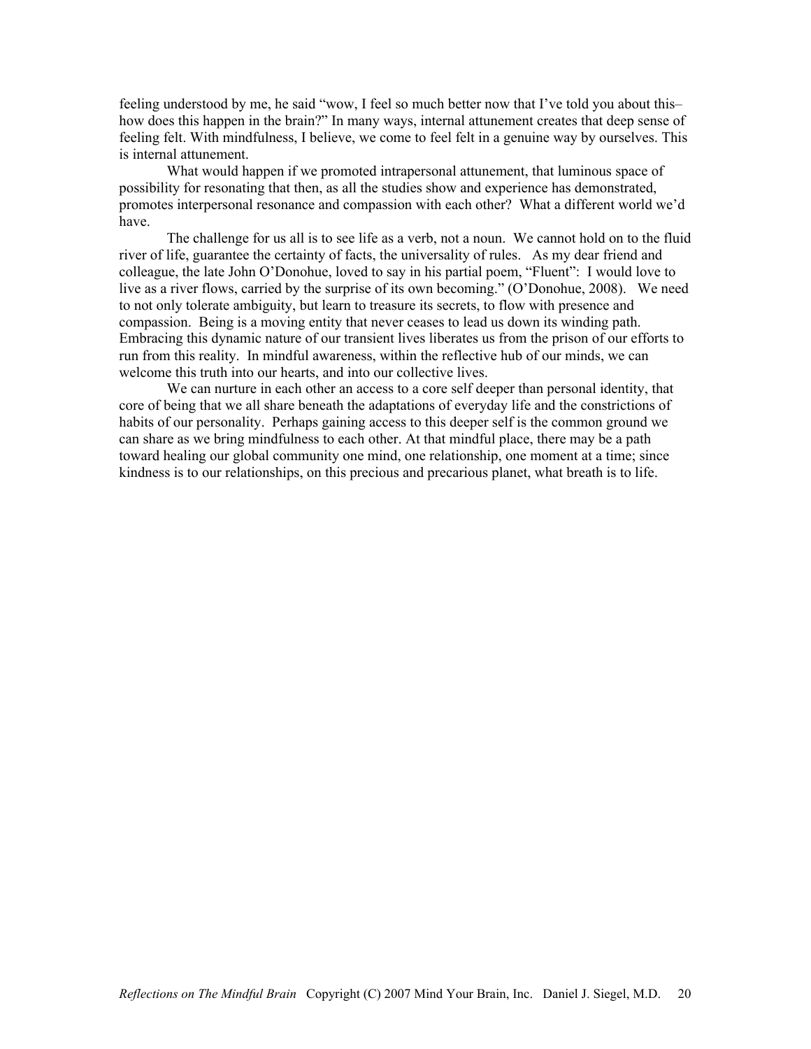feeling understood by me, he said "wow, I feel so much better now that I've told you about this– how does this happen in the brain?" In many ways, internal attunement creates that deep sense of feeling felt. With mindfulness, I believe, we come to feel felt in a genuine way by ourselves. This is internal attunement.

What would happen if we promoted intrapersonal attunement, that luminous space of possibility for resonating that then, as all the studies show and experience has demonstrated, promotes interpersonal resonance and compassion with each other? What a different world we'd have.

The challenge for us all is to see life as a verb, not a noun. We cannot hold on to the fluid river of life, guarantee the certainty of facts, the universality of rules. As my dear friend and colleague, the late John O'Donohue, loved to say in his partial poem, "Fluent": I would love to live as a river flows, carried by the surprise of its own becoming." (O'Donohue, 2008). We need to not only tolerate ambiguity, but learn to treasure its secrets, to flow with presence and compassion. Being is a moving entity that never ceases to lead us down its winding path. Embracing this dynamic nature of our transient lives liberates us from the prison of our efforts to run from this reality. In mindful awareness, within the reflective hub of our minds, we can welcome this truth into our hearts, and into our collective lives.

We can nurture in each other an access to a core self deeper than personal identity, that core of being that we all share beneath the adaptations of everyday life and the constrictions of habits of our personality. Perhaps gaining access to this deeper self is the common ground we can share as we bring mindfulness to each other. At that mindful place, there may be a path toward healing our global community one mind, one relationship, one moment at a time; since kindness is to our relationships, on this precious and precarious planet, what breath is to life.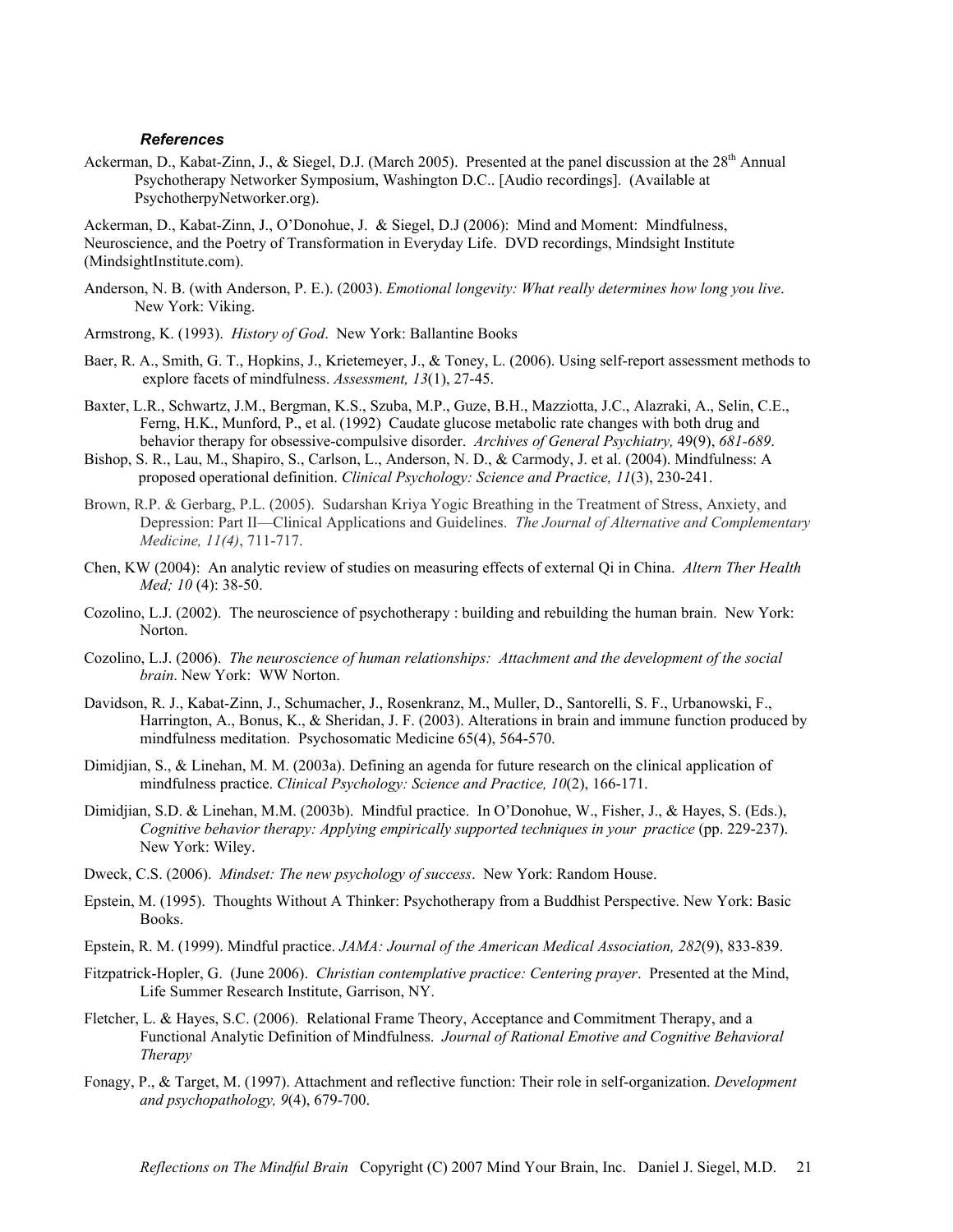### *References*

Ackerman, D., Kabat-Zinn, J., & Siegel, D.J. (March 2005). Presented at the panel discussion at the 28th Annual Psychotherapy Networker Symposium, Washington D.C.. [Audio recordings]. (Available at PsychotherpyNetworker.org).

Ackerman, D., Kabat-Zinn, J., O'Donohue, J. & Siegel, D.J (2006): Mind and Moment: Mindfulness, Neuroscience, and the Poetry of Transformation in Everyday Life. DVD recordings, Mindsight Institute (MindsightInstitute.com).

Anderson, N. B. (with Anderson, P. E.). (2003). *Emotional longevity: What really determines how long you live*. New York: Viking.

Armstrong, K. (1993). *History of God*. New York: Ballantine Books

Baer, R. A., Smith, G. T., Hopkins, J., Krietemeyer, J., & Toney, L. (2006). Using self-report assessment methods to explore facets of mindfulness. *Assessment, 13*(1), 27-45.

Baxter, L.R., Schwartz, J.M., Bergman, K.S., Szuba, M.P., Guze, B.H., Mazziotta, J.C., Alazraki, A., Selin, C.E., Ferng, H.K., Munford, P., et al. (1992) Caudate glucose metabolic rate changes with both drug and behavior therapy for obsessive-compulsive disorder. *Archives of General Psychiatry,* 49(9), *681-689*.

Bishop, S. R., Lau, M., Shapiro, S., Carlson, L., Anderson, N. D., & Carmody, J. et al. (2004). Mindfulness: A proposed operational definition. *Clinical Psychology: Science and Practice, 11*(3), 230-241.

Brown, R.P. & Gerbarg, P.L. (2005). Sudarshan Kriya Yogic Breathing in the Treatment of Stress, Anxiety, and Depression: Part II—Clinical Applications and Guidelines. *The Journal of Alternative and Complementary Medicine, 11(4)*, 711-717.

Chen, KW (2004): An analytic review of studies on measuring effects of external Qi in China. *Altern Ther Health Med; 10* (4): 38-50.

Cozolino, L.J. (2002). The neuroscience of psychotherapy : building and rebuilding the human brain. New York: Norton.

Cozolino, L.J. (2006). *The neuroscience of human relationships: Attachment and the development of the social brain*. New York: WW Norton.

Davidson, R. J., Kabat-Zinn, J., Schumacher, J., Rosenkranz, M., Muller, D., Santorelli, S. F., Urbanowski, F., Harrington, A., Bonus, K., & Sheridan, J. F. (2003). Alterations in brain and immune function produced by mindfulness meditation. Psychosomatic Medicine 65(4), 564-570.

Dimidjian, S., & Linehan, M. M. (2003a). Defining an agenda for future research on the clinical application of mindfulness practice. *Clinical Psychology: Science and Practice, 10*(2), 166-171.

Dimidjian, S.D. & Linehan, M.M. (2003b). Mindful practice. In O'Donohue, W., Fisher, J., & Hayes, S. (Eds.), *Cognitive behavior therapy: Applying empirically supported techniques in your practice* (pp. 229-237). New York: Wiley.

Dweck, C.S. (2006). *Mindset: The new psychology of success*. New York: Random House.

Epstein, M. (1995). Thoughts Without A Thinker: Psychotherapy from a Buddhist Perspective. New York: Basic Books.

Epstein, R. M. (1999). Mindful practice. *JAMA: Journal of the American Medical Association, 282*(9), 833-839.

Fitzpatrick-Hopler, G. (June 2006). *Christian contemplative practice: Centering prayer*. Presented at the Mind, Life Summer Research Institute, Garrison, NY.

Fletcher, L. & Hayes, S.C. (2006). Relational Frame Theory, Acceptance and Commitment Therapy, and a Functional Analytic Definition of Mindfulness. *Journal of Rational Emotive and Cognitive Behavioral Therapy*

Fonagy, P., & Target, M. (1997). Attachment and reflective function: Their role in self-organization. *Development and psychopathology, 9*(4), 679-700.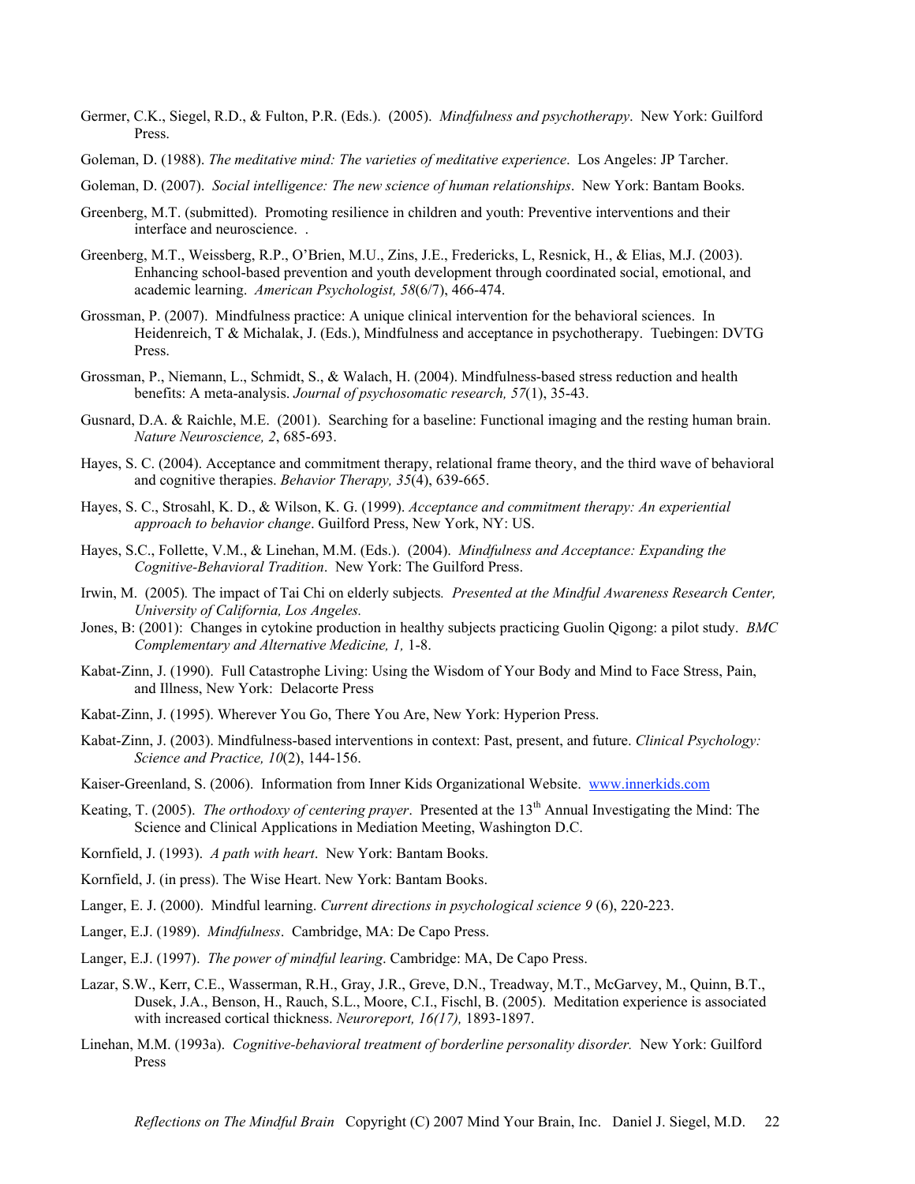Germer, C.K., Siegel, R.D., & Fulton, P.R. (Eds.). (2005). *Mindfulness and psychotherapy*. New York: Guilford Press.

Goleman, D. (1988). *The meditative mind: The varieties of meditative experience*. Los Angeles: JP Tarcher.

Goleman, D. (2007). *Social intelligence: The new science of human relationships*. New York: Bantam Books.

Greenberg, M.T. (submitted). Promoting resilience in children and youth: Preventive interventions and their interface and neuroscience. .

Greenberg, M.T., Weissberg, R.P., O'Brien, M.U., Zins, J.E., Fredericks, L, Resnick, H., & Elias, M.J. (2003). Enhancing school-based prevention and youth development through coordinated social, emotional, and academic learning. *American Psychologist, 58*(6/7), 466-474.

Grossman, P. (2007). Mindfulness practice: A unique clinical intervention for the behavioral sciences. In Heidenreich, T & Michalak, J. (Eds.), Mindfulness and acceptance in psychotherapy. Tuebingen: DVTG Press.

Grossman, P., Niemann, L., Schmidt, S., & Walach, H. (2004). Mindfulness-based stress reduction and health benefits: A meta-analysis. *Journal of psychosomatic research, 57*(1), 35-43.

Gusnard, D.A. & Raichle, M.E. (2001). Searching for a baseline: Functional imaging and the resting human brain. *Nature Neuroscience, 2*, 685-693.

Hayes, S. C. (2004). Acceptance and commitment therapy, relational frame theory, and the third wave of behavioral and cognitive therapies. *Behavior Therapy, 35*(4), 639-665.

Hayes, S. C., Strosahl, K. D., & Wilson, K. G. (1999). *Acceptance and commitment therapy: An experiential approach to behavior change*. Guilford Press, New York, NY: US.

Hayes, S.C., Follette, V.M., & Linehan, M.M. (Eds.). (2004). *Mindfulness and Acceptance: Expanding the Cognitive-Behavioral Tradition*. New York: The Guilford Press.

Irwin, M. (2005). The impact of Tai Chi on elderly subjects. *Presented at the Mindful Awareness Research Center, University of California, Los Angeles.*

Jones, B: (2001): Changes in cytokine production in healthy subjects practicing Guolin Qigong: a pilot study. *BMC Complementary and Alternative Medicine, 1,* 1-8.

Kabat-Zinn, J. (1990). Full Catastrophe Living: Using the Wisdom of Your Body and Mind to Face Stress, Pain, and Illness, New York: Delacorte Press

Kabat-Zinn, J. (1995). Wherever You Go, There You Are, New York: Hyperion Press.

Kabat-Zinn, J. (2003). Mindfulness-based interventions in context: Past, present, and future. *Clinical Psychology: Science and Practice, 10*(2), 144-156.

Kaiser-Greenland, S. (2006). Information from Inner Kids Organizational Website. www.innerkids.com

Keating, T. (2005). *The orthodoxy of centering prayer*. Presented at the 13th Annual Investigating the Mind: The Science and Clinical Applications in Mediation Meeting, Washington D.C.

Kornfield, J. (1993). *A path with heart*. New York: Bantam Books.

Kornfield, J. (in press). The Wise Heart. New York: Bantam Books.

Langer, E. J. (2000). Mindful learning. *Current directions in psychological science 9* (6), 220-223.

Langer, E.J. (1989). *Mindfulness*. Cambridge, MA: De Capo Press.

Langer, E.J. (1997). *The power of mindful learing*. Cambridge: MA, De Capo Press.

Lazar, S.W., Kerr, C.E., Wasserman, R.H., Gray, J.R., Greve, D.N., Treadway, M.T., McGarvey, M., Quinn, B.T., Dusek, J.A., Benson, H., Rauch, S.L., Moore, C.I., Fischl, B. (2005). Meditation experience is associated with increased cortical thickness. *Neuroreport, 16(17),* 1893-1897.

Linehan, M.M. (1993a). *Cognitive-behavioral treatment of borderline personality disorder.* New York: Guilford Press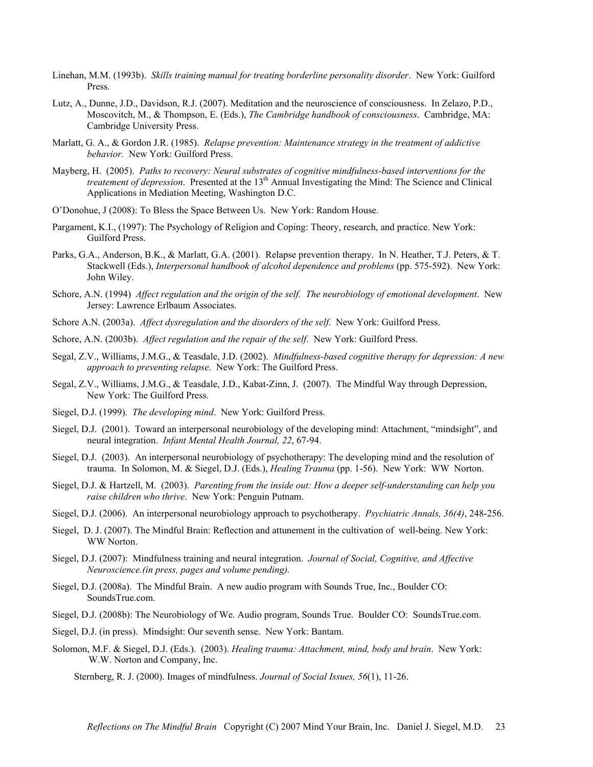Linehan, M.M. (1993b). *Skills training manual for treating borderline personality disorder*. New York: Guilford Press.

Lutz, A., Dunne, J.D., Davidson, R.J. (2007). Meditation and the neuroscience of consciousness. In Zelazo, P.D., Moscovitch, M., & Thompson, E. (Eds.), *The Cambridge handbook of consciousness*. Cambridge, MA: Cambridge University Press.

Marlatt, G. A., & Gordon J.R. (1985). *Relapse prevention: Maintenance strategy in the treatment of addictive behavior.* New York: Guilford Press.

Mayberg, H. (2005). *Paths to recovery: Neural substrates of cognitive mindfulness-based interventions for the treatement of depression*. Presented at the 13th Annual Investigating the Mind: The Science and Clinical Applications in Mediation Meeting, Washington D.C.

O'Donohue, J (2008): To Bless the Space Between Us. New York: Random House.

Pargament, K.I., (1997): The Psychology of Religion and Coping: Theory, research, and practice. New York: Guilford Press.

Parks, G.A., Anderson, B.K., & Marlatt, G.A. (2001). Relapse prevention therapy. In N. Heather, T.J. Peters, & T. Stackwell (Eds.), *Interpersonal handbook of alcohol dependence and problems* (pp. 575-592). New York: John Wiley.

Schore, A.N. (1994) *Affect regulation and the origin of the self. The neurobiology of emotional development*. New Jersey: Lawrence Erlbaum Associates.

Schore A.N. (2003a). *Affect dysregulation and the disorders of the self*. New York: Guilford Press.

Schore, A.N. (2003b). *Affect regulation and the repair of the self*. New York: Guilford Press.

Segal, Z.V., Williams, J.M.G., & Teasdale, J.D. (2002). *Mindfulness-based cognitive therapy for depression: A new approach to preventing relapse*. New York: The Guilford Press.

Segal, Z.V., Williams, J.M.G., & Teasdale, J.D., Kabat-Zinn, J. (2007). The Mindful Way through Depression, New York: The Guilford Press.

Siegel, D.J. (1999). *The developing mind*. New York: Guilford Press.

Siegel, D.J. (2001). Toward an interpersonal neurobiology of the developing mind: Attachment, "mindsight", and neural integration. *Infant Mental Health Journal, 22*, 67-94.

Siegel, D.J. (2003). An interpersonal neurobiology of psychotherapy: The developing mind and the resolution of trauma. In Solomon, M. & Siegel, D.J. (Eds.), *Healing Trauma* (pp. 1-56). New York: WW Norton.

Siegel, D.J. & Hartzell, M. (2003). *Parenting from the inside out: How a deeper self-understanding can help you raise children who thrive*. New York: Penguin Putnam.

Siegel, D.J. (2006). An interpersonal neurobiology approach to psychotherapy. *Psychiatric Annals, 36(4)*, 248-256.

Siegel, D. J. (2007). The Mindful Brain: Reflection and attunement in the cultivation of well-being. New York: WW Norton.

Siegel, D.J. (2007): Mindfulness training and neural integration. *Journal of Social, Cognitive, and Affective Neuroscience.(in press, pages and volume pending).*

Siegel, D.J. (2008a). The Mindful Brain. A new audio program with Sounds True, Inc., Boulder CO: SoundsTrue.com.

Siegel, D.J. (2008b): The Neurobiology of We. Audio program, Sounds True. Boulder CO: SoundsTrue.com.

Siegel, D.J. (in press). Mindsight: Our seventh sense. New York: Bantam.

Solomon, M.F. & Siegel, D.J. (Eds.). (2003). *Healing trauma: Attachment, mind, body and brain*. New York: W.W. Norton and Company, Inc.

Sternberg, R. J. (2000). Images of mindfulness. *Journal of Social Issues, 56*(1), 11-26.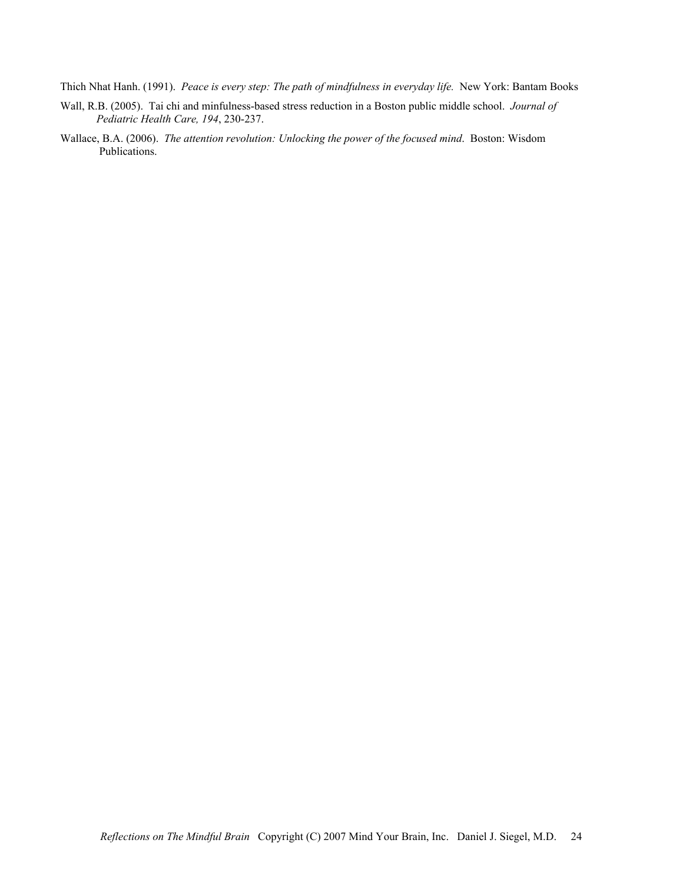Thich Nhat Hanh. (1991). *Peace is every step: The path of mindfulness in everyday life.* New York: Bantam Books

Wall, R.B. (2005). Tai chi and minfulness-based stress reduction in a Boston public middle school. *Journal of Pediatric Health Care, 194*, 230-237.

Wallace, B.A. (2006). *The attention revolution: Unlocking the power of the focused mind*. Boston: Wisdom Publications.